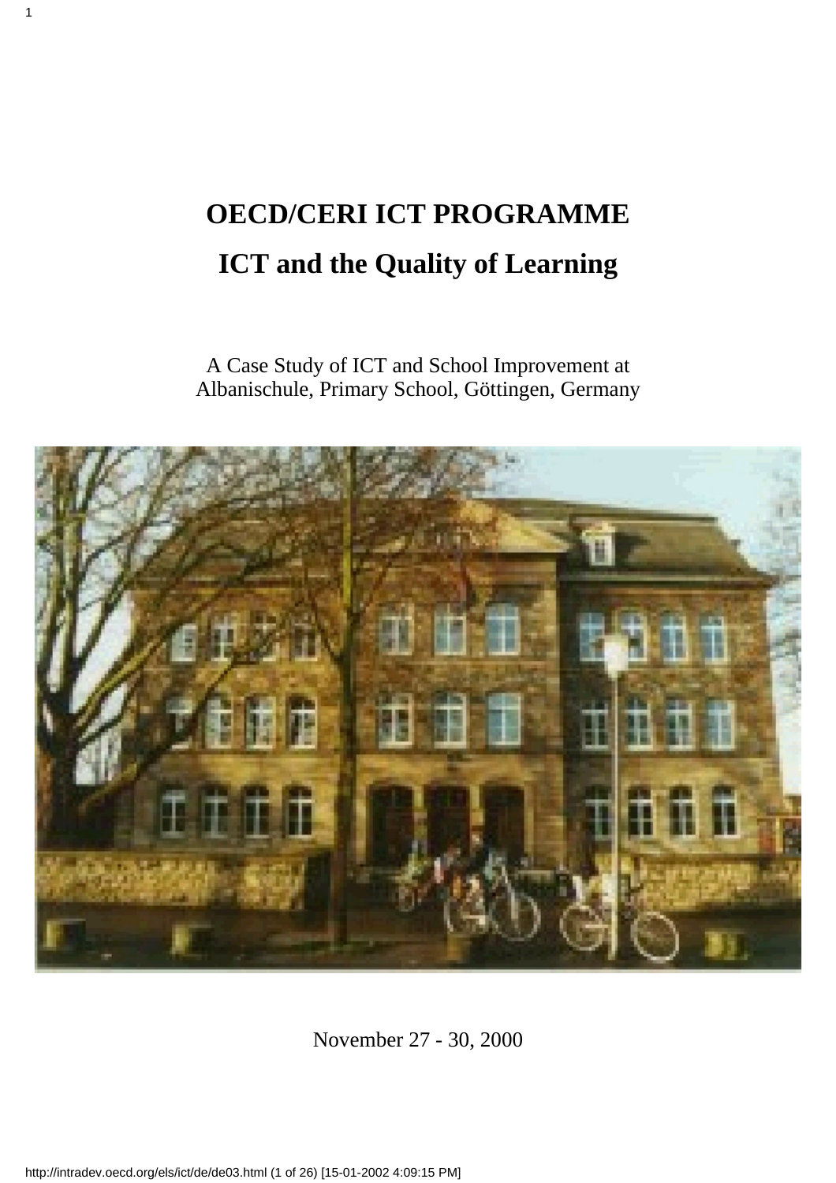# OECD/CERI ICT PROGRAMME

# ICT and the Quality of Learning

A Case Study of ICT and School Improvement at Albanischule, Primary School, Göttingen, Germany

November 27 - 30, 2000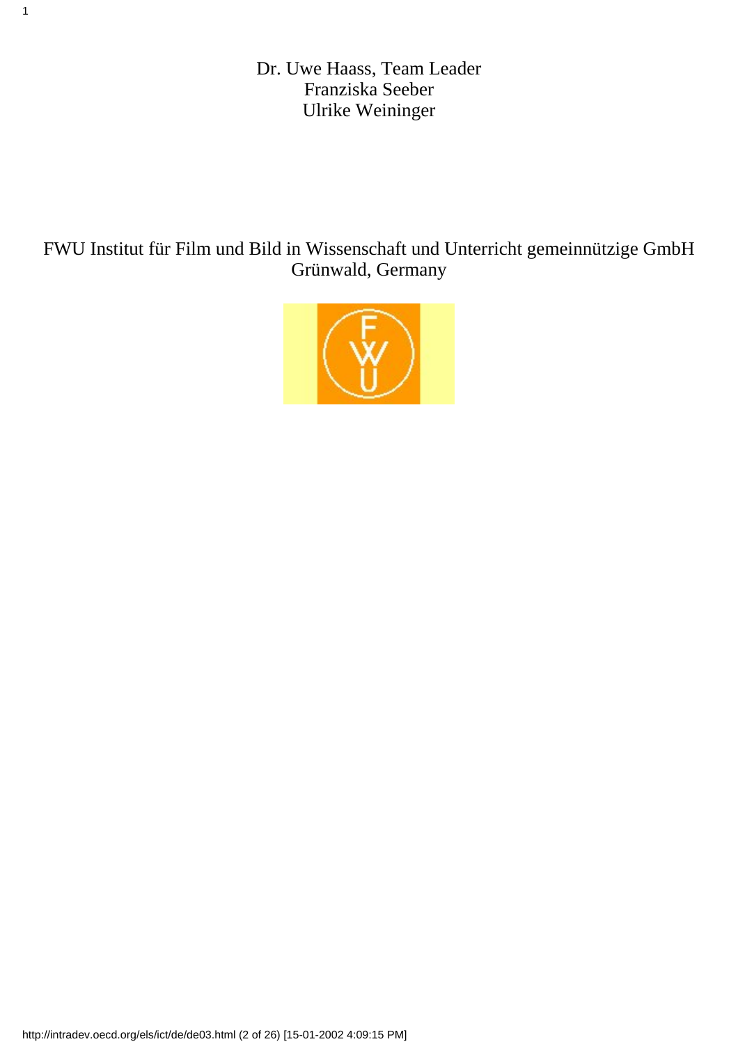Dr. Uwe Haass, Team Leader
Franziska Seeber
Ulrike Weininger

FWU Institut für Film und Bild in Wissenschaft und Unterricht gemeinnützige GmbH
Grünwald, Germany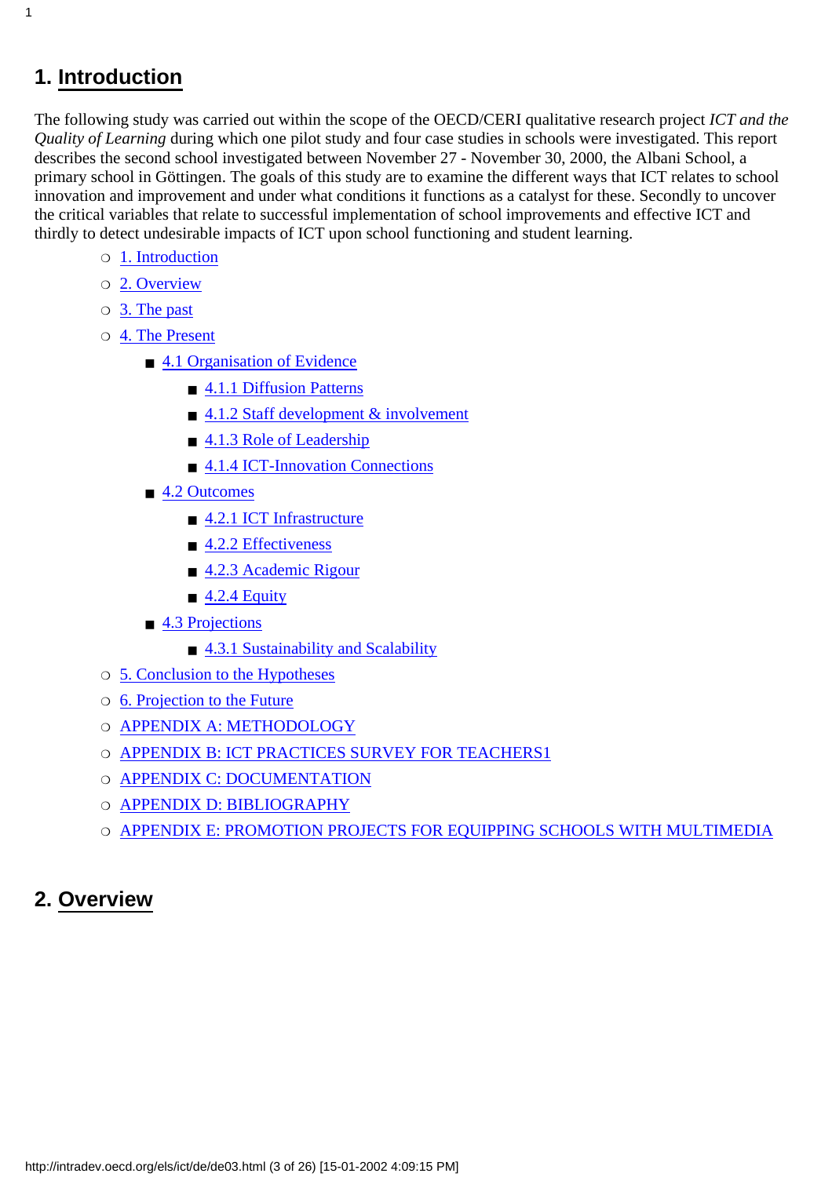# 1. Introduction

The following study was carried out within the scope of the OECD/CERI qualitative research project *ICT and the Quality of Learning* during which one pilot study and four case studies in schools were investigated. This report describes the second school investigated between November 27 - November 30, 2000, the Albani School, a primary school in Göttingen. The goals of this study are to examine the different ways that ICT relates to school innovation and improvement and under what conditions it functions as a catalyst for these. Secondly to uncover the critical variables that relate to successful implementation of school improvements and effective ICT and thirdly to detect undesirable impacts of ICT upon school functioning and student learning.

- 1. Introduction
- 2. Overview
- 3. The past
- 4. The Present
  - 4.1 Organisation of Evidence
    - 4.1.1 Diffusion Patterns
    - 4.1.2 Staff development & involvement
    - 4.1.3 Role of Leadership
    - 4.1.4 ICT-Innovation Connections
  - 4.2 Outcomes
    - 4.2.1 ICT Infrastructure
    - 4.2.2 Effectiveness
    - 4.2.3 Academic Rigour
    - 4.2.4 Equity
  - 4.3 Projections
    - 4.3.1 Sustainability and Scalability
- 5. Conclusion to the Hypotheses
- 6. Projection to the Future
- APPENDIX A: METHODOLOGY
- APPENDIX B: ICT PRACTICES SURVEY FOR TEACHERS1
- APPENDIX C: DOCUMENTATION
- APPENDIX D: BIBLIOGRAPHY
- APPENDIX E: PROMOTION PROJECTS FOR EQUIPPING SCHOOLS WITH MULTIMEDIA

# 2. Overview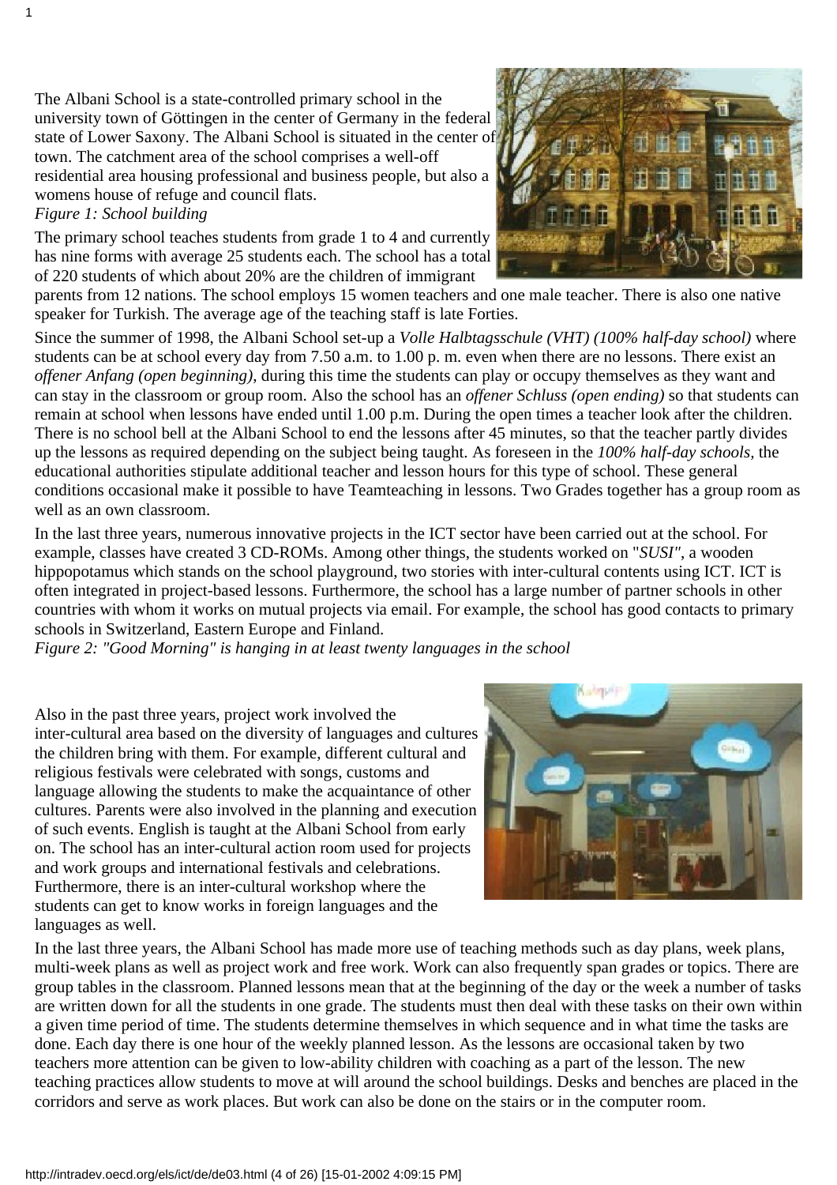The Albani School is a state-controlled primary school in the university town of Göttingen in the center of Germany in the federal state of Lower Saxony. The Albani School is situated in the center of town. The catchment area of the school comprises a well-off residential area housing professional and business people, but also a womens house of refuge and council flats.

*Figure 1: School building*

The primary school teaches students from grade 1 to 4 and currently has nine forms with average 25 students each. The school has a total of 220 students of which about 20% are the children of immigrant parents from 12 nations. The school employs 15 women teachers and one male teacher. There is also one native speaker for Turkish. The average age of the teaching staff is late Forties.

Since the summer of 1998, the Albani School set-up a *Volle Halbtagsschule (VHT) (100% half-day school)* where students can be at school every day from 7.50 a.m. to 1.00 p. m. even when there are no lessons. There exist an *offener Anfang (open beginning)*, during this time the students can play or occupy themselves as they want and can stay in the classroom or group room. Also the school has an *offener Schluss (open ending)* so that students can remain at school when lessons have ended until 1.00 p.m. During the open times a teacher look after the children. There is no school bell at the Albani School to end the lessons after 45 minutes, so that the teacher partly divides up the lessons as required depending on the subject being taught. As foreseen in the *100% half-day schools*, the educational authorities stipulate additional teacher and lesson hours for this type of school. These general conditions occasional make it possible to have Teamteaching in lessons. Two Grades together has a group room as well as an own classroom.

In the last three years, numerous innovative projects in the ICT sector have been carried out at the school. For example, classes have created 3 CD-ROMs. Among other things, the students worked on "*SUSI"*, a wooden hippopotamus which stands on the school playground, two stories with inter-cultural contents using ICT. ICT is often integrated in project-based lessons. Furthermore, the school has a large number of partner schools in other countries with whom it works on mutual projects via email. For example, the school has good contacts to primary schools in Switzerland, Eastern Europe and Finland.

*Figure 2: "Good Morning" is hanging in at least twenty languages in the school*

Also in the past three years, project work involved the inter-cultural area based on the diversity of languages and cultures the children bring with them. For example, different cultural and religious festivals were celebrated with songs, customs and language allowing the students to make the acquaintance of other cultures. Parents were also involved in the planning and execution of such events. English is taught at the Albani School from early on. The school has an inter-cultural action room used for projects and work groups and international festivals and celebrations. Furthermore, there is an inter-cultural workshop where the students can get to know works in foreign languages and the languages as well.

In the last three years, the Albani School has made more use of teaching methods such as day plans, week plans, multi-week plans as well as project work and free work. Work can also frequently span grades or topics. There are group tables in the classroom. Planned lessons mean that at the beginning of the day or the week a number of tasks are written down for all the students in one grade. The students must then deal with these tasks on their own within a given time period of time. The students determine themselves in which sequence and in what time the tasks are done. Each day there is one hour of the weekly planned lesson. As the lessons are occasional taken by two teachers more attention can be given to low-ability children with coaching as a part of the lesson. The new teaching practices allow students to move at will around the school buildings. Desks and benches are placed in the corridors and serve as work places. But work can also be done on the stairs or in the computer room.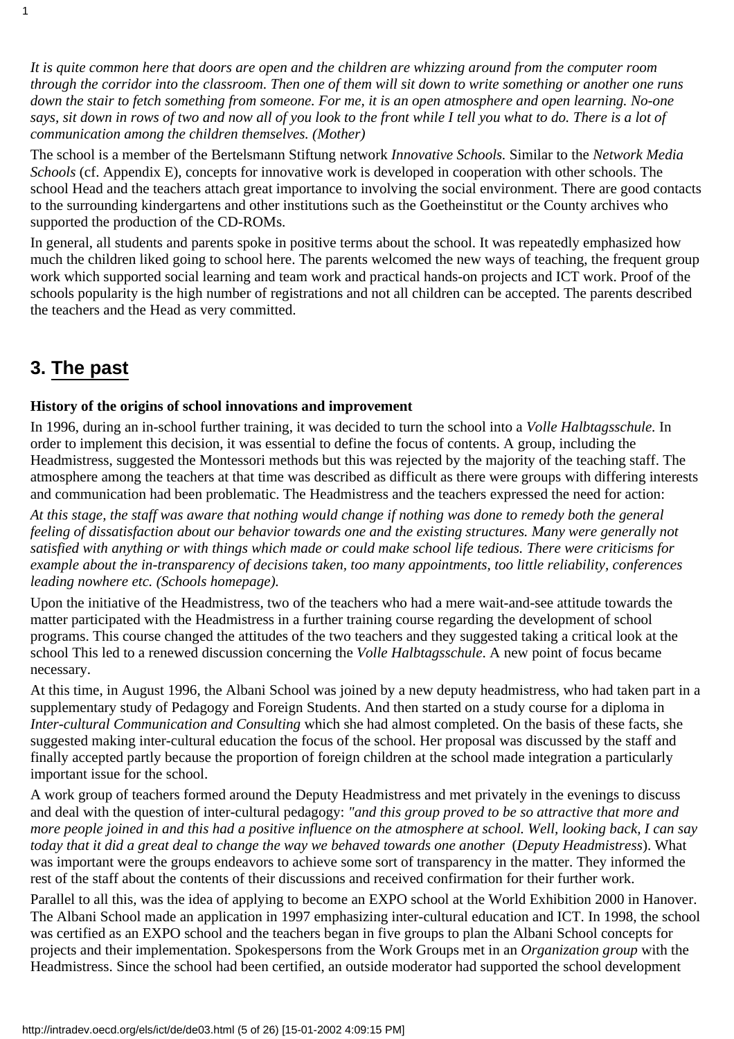*It is quite common here that doors are open and the children are whizzing around from the computer room through the corridor into the classroom. Then one of them will sit down to write something or another one runs down the stair to fetch something from someone. For me, it is an open atmosphere and open learning. No-one says, sit down in rows of two and now all of you look to the front while I tell you what to do. There is a lot of communication among the children themselves. (Mother)*

The school is a member of the Bertelsmann Stiftung network *Innovative Schools.* Similar to the *Network Media Schools* (cf. Appendix E), concepts for innovative work is developed in cooperation with other schools. The school Head and the teachers attach great importance to involving the social environment. There are good contacts to the surrounding kindergartens and other institutions such as the Goetheinstitut or the County archives who supported the production of the CD-ROMs.

In general, all students and parents spoke in positive terms about the school. It was repeatedly emphasized how much the children liked going to school here. The parents welcomed the new ways of teaching, the frequent group work which supported social learning and team work and practical hands-on projects and ICT work. Proof of the schools popularity is the high number of registrations and not all children can be accepted. The parents described the teachers and the Head as very committed.

## 3. The past

**History of the origins of school innovations and improvement**

In 1996, during an in-school further training, it was decided to turn the school into a *Volle Halbtagsschule.* In order to implement this decision, it was essential to define the focus of contents. A group, including the Headmistress, suggested the Montessori methods but this was rejected by the majority of the teaching staff. The atmosphere among the teachers at that time was described as difficult as there were groups with differing interests and communication had been problematic. The Headmistress and the teachers expressed the need for action:

*At this stage, the staff was aware that nothing would change if nothing was done to remedy both the general feeling of dissatisfaction about our behavior towards one and the existing structures. Many were generally not satisfied with anything or with things which made or could make school life tedious. There were criticisms for example about the in-transparency of decisions taken, too many appointments, too little reliability, conferences leading nowhere etc. (Schools homepage).*

Upon the initiative of the Headmistress, two of the teachers who had a mere wait-and-see attitude towards the matter participated with the Headmistress in a further training course regarding the development of school programs. This course changed the attitudes of the two teachers and they suggested taking a critical look at the school This led to a renewed discussion concerning the *Volle Halbtagsschule*. A new point of focus became necessary.

At this time, in August 1996, the Albani School was joined by a new deputy headmistress, who had taken part in a supplementary study of Pedagogy and Foreign Students. And then started on a study course for a diploma in *Inter-cultural Communication and Consulting* which she had almost completed. On the basis of these facts, she suggested making inter-cultural education the focus of the school. Her proposal was discussed by the staff and finally accepted partly because the proportion of foreign children at the school made integration a particularly important issue for the school.

A work group of teachers formed around the Deputy Headmistress and met privately in the evenings to discuss and deal with the question of inter-cultural pedagogy: *"and this group proved to be so attractive that more and more people joined in and this had a positive influence on the atmosphere at school. Well, looking back, I can say today that it did a great deal to change the way we behaved towards one another* (*Deputy Headmistress*). What was important were the groups endeavors to achieve some sort of transparency in the matter. They informed the rest of the staff about the contents of their discussions and received confirmation for their further work.

Parallel to all this, was the idea of applying to become an EXPO school at the World Exhibition 2000 in Hanover. The Albani School made an application in 1997 emphasizing inter-cultural education and ICT. In 1998, the school was certified as an EXPO school and the teachers began in five groups to plan the Albani School concepts for projects and their implementation. Spokespersons from the Work Groups met in an *Organization group* with the Headmistress. Since the school had been certified, an outside moderator had supported the school development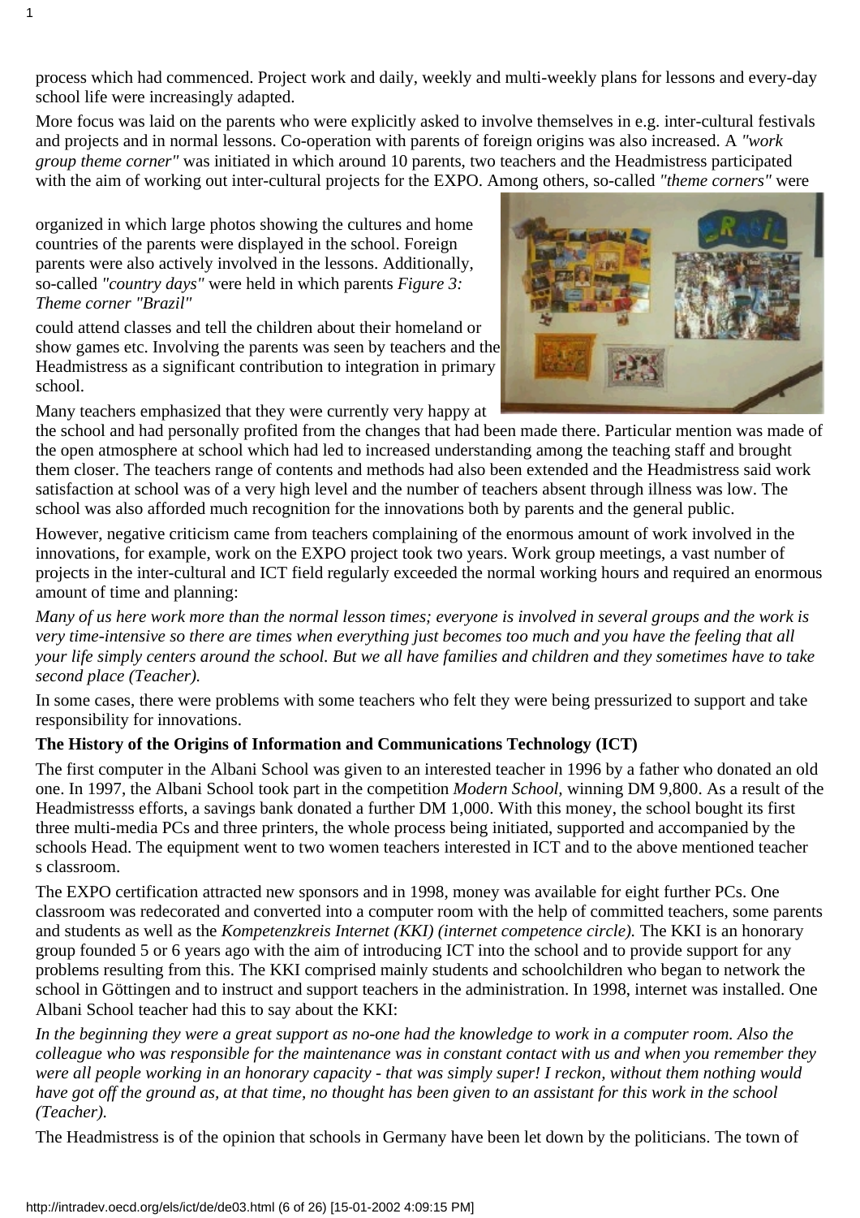process which had commenced. Project work and daily, weekly and multi-weekly plans for lessons and every-day school life were increasingly adapted.

More focus was laid on the parents who were explicitly asked to involve themselves in e.g. inter-cultural festivals and projects and in normal lessons. Co-operation with parents of foreign origins was also increased. A *"work group theme corner"* was initiated in which around 10 parents, two teachers and the Headmistress participated with the aim of working out inter-cultural projects for the EXPO. Among others, so-called *"theme corners"* were organized in which large photos showing the cultures and home countries of the parents were displayed in the school. Foreign parents were also actively involved in the lessons. Additionally, so-called *"country days"* were held in which parents could attend classes and tell the children about their homeland or show games etc. Involving the parents was seen by teachers and the Headmistress as a significant contribution to integration in primary school.

*Figure 3: Theme corner "Brazil"*

Many teachers emphasized that they were currently very happy at the school and had personally profited from the changes that had been made there. Particular mention was made of the open atmosphere at school which had led to increased understanding among the teaching staff and brought them closer. The teachers range of contents and methods had also been extended and the Headmistress said work satisfaction at school was of a very high level and the number of teachers absent through illness was low. The school was also afforded much recognition for the innovations both by parents and the general public.

However, negative criticism came from teachers complaining of the enormous amount of work involved in the innovations, for example, work on the EXPO project took two years. Work group meetings, a vast number of projects in the inter-cultural and ICT field regularly exceeded the normal working hours and required an enormous amount of time and planning:

*Many of us here work more than the normal lesson times; everyone is involved in several groups and the work is very time-intensive so there are times when everything just becomes too much and you have the feeling that all your life simply centers around the school. But we all have families and children and they sometimes have to take second place (Teacher).*

In some cases, there were problems with some teachers who felt they were being pressurized to support and take responsibility for innovations.

**The History of the Origins of Information and Communications Technology (ICT)**

The first computer in the Albani School was given to an interested teacher in 1996 by a father who donated an old one. In 1997, the Albani School took part in the competition *Modern School*, winning DM 9,800. As a result of the Headmistresss efforts, a savings bank donated a further DM 1,000. With this money, the school bought its first three multi-media PCs and three printers, the whole process being initiated, supported and accompanied by the schools Head. The equipment went to two women teachers interested in ICT and to the above mentioned teacher s classroom.

The EXPO certification attracted new sponsors and in 1998, money was available for eight further PCs. One classroom was redecorated and converted into a computer room with the help of committed teachers, some parents and students as well as the *Kompetenzkreis Internet (KKI) (internet competence circle).* The KKI is an honorary group founded 5 or 6 years ago with the aim of introducing ICT into the school and to provide support for any problems resulting from this. The KKI comprised mainly students and schoolchildren who began to network the school in Göttingen and to instruct and support teachers in the administration. In 1998, internet was installed. One Albani School teacher had this to say about the KKI:

*In the beginning they were a great support as no-one had the knowledge to work in a computer room. Also the colleague who was responsible for the maintenance was in constant contact with us and when you remember they were all people working in an honorary capacity - that was simply super! I reckon, without them nothing would have got off the ground as, at that time, no thought has been given to an assistant for this work in the school (Teacher).*

The Headmistress is of the opinion that schools in Germany have been let down by the politicians. The town of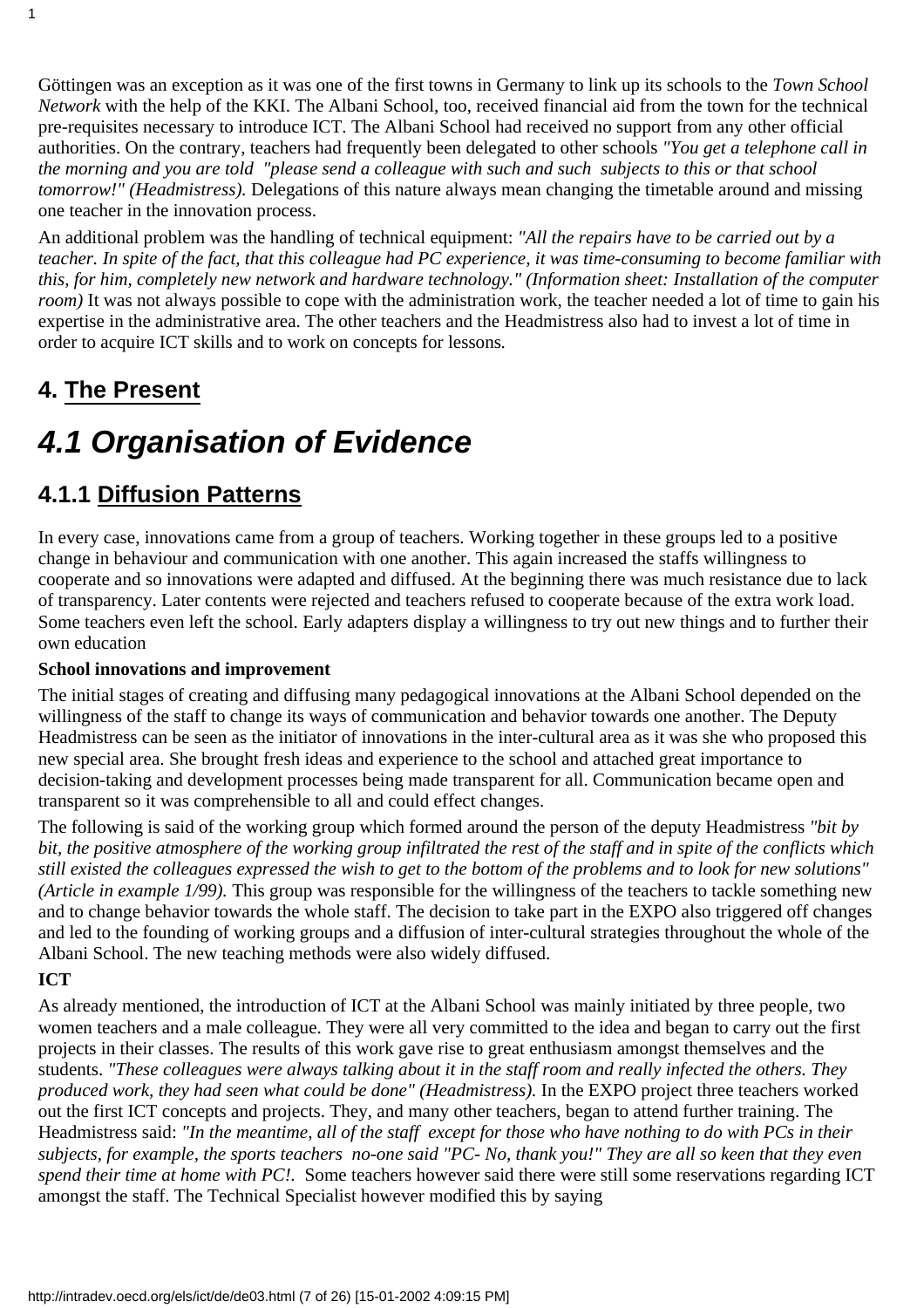Göttingen was an exception as it was one of the first towns in Germany to link up its schools to the *Town School Network* with the help of the KKI. The Albani School, too, received financial aid from the town for the technical pre-requisites necessary to introduce ICT. The Albani School had received no support from any other official authorities. On the contrary, teachers had frequently been delegated to other schools *"You get a telephone call in the morning and you are told "please send a colleague with such and such subjects to this or that school tomorrow!" (Headmistress).* Delegations of this nature always mean changing the timetable around and missing one teacher in the innovation process.

An additional problem was the handling of technical equipment: *"All the repairs have to be carried out by a teacher. In spite of the fact, that this colleague had PC experience, it was time-consuming to become familiar with this, for him, completely new network and hardware technology." (Information sheet: Installation of the computer room)* It was not always possible to cope with the administration work, the teacher needed a lot of time to gain his expertise in the administrative area. The other teachers and the Headmistress also had to invest a lot of time in order to acquire ICT skills and to work on concepts for lessons.

## 4. The Present

# *4.1 Organisation of Evidence*

## 4.1.1 Diffusion Patterns

In every case, innovations came from a group of teachers. Working together in these groups led to a positive change in behaviour and communication with one another. This again increased the staffs willingness to cooperate and so innovations were adapted and diffused. At the beginning there was much resistance due to lack of transparency. Later contents were rejected and teachers refused to cooperate because of the extra work load. Some teachers even left the school. Early adapters display a willingness to try out new things and to further their own education

**School innovations and improvement**

The initial stages of creating and diffusing many pedagogical innovations at the Albani School depended on the willingness of the staff to change its ways of communication and behavior towards one another. The Deputy Headmistress can be seen as the initiator of innovations in the inter-cultural area as it was she who proposed this new special area. She brought fresh ideas and experience to the school and attached great importance to decision-taking and development processes being made transparent for all. Communication became open and transparent so it was comprehensible to all and could effect changes.

The following is said of the working group which formed around the person of the deputy Headmistress *"bit by bit, the positive atmosphere of the working group infiltrated the rest of the staff and in spite of the conflicts which still existed the colleagues expressed the wish to get to the bottom of the problems and to look for new solutions" (Article in example 1/99).* This group was responsible for the willingness of the teachers to tackle something new and to change behavior towards the whole staff. The decision to take part in the EXPO also triggered off changes and led to the founding of working groups and a diffusion of inter-cultural strategies throughout the whole of the Albani School. The new teaching methods were also widely diffused.

**ICT**

As already mentioned, the introduction of ICT at the Albani School was mainly initiated by three people, two women teachers and a male colleague. They were all very committed to the idea and began to carry out the first projects in their classes. The results of this work gave rise to great enthusiasm amongst themselves and the students. *"These colleagues were always talking about it in the staff room and really infected the others. They produced work, they had seen what could be done" (Headmistress).* In the EXPO project three teachers worked out the first ICT concepts and projects. They, and many other teachers, began to attend further training. The Headmistress said: *"In the meantime, all of the staff except for those who have nothing to do with PCs in their subjects, for example, the sports teachers no-one said "PC- No, thank you!" They are all so keen that they even spend their time at home with PC!.* Some teachers however said there were still some reservations regarding ICT amongst the staff. The Technical Specialist however modified this by saying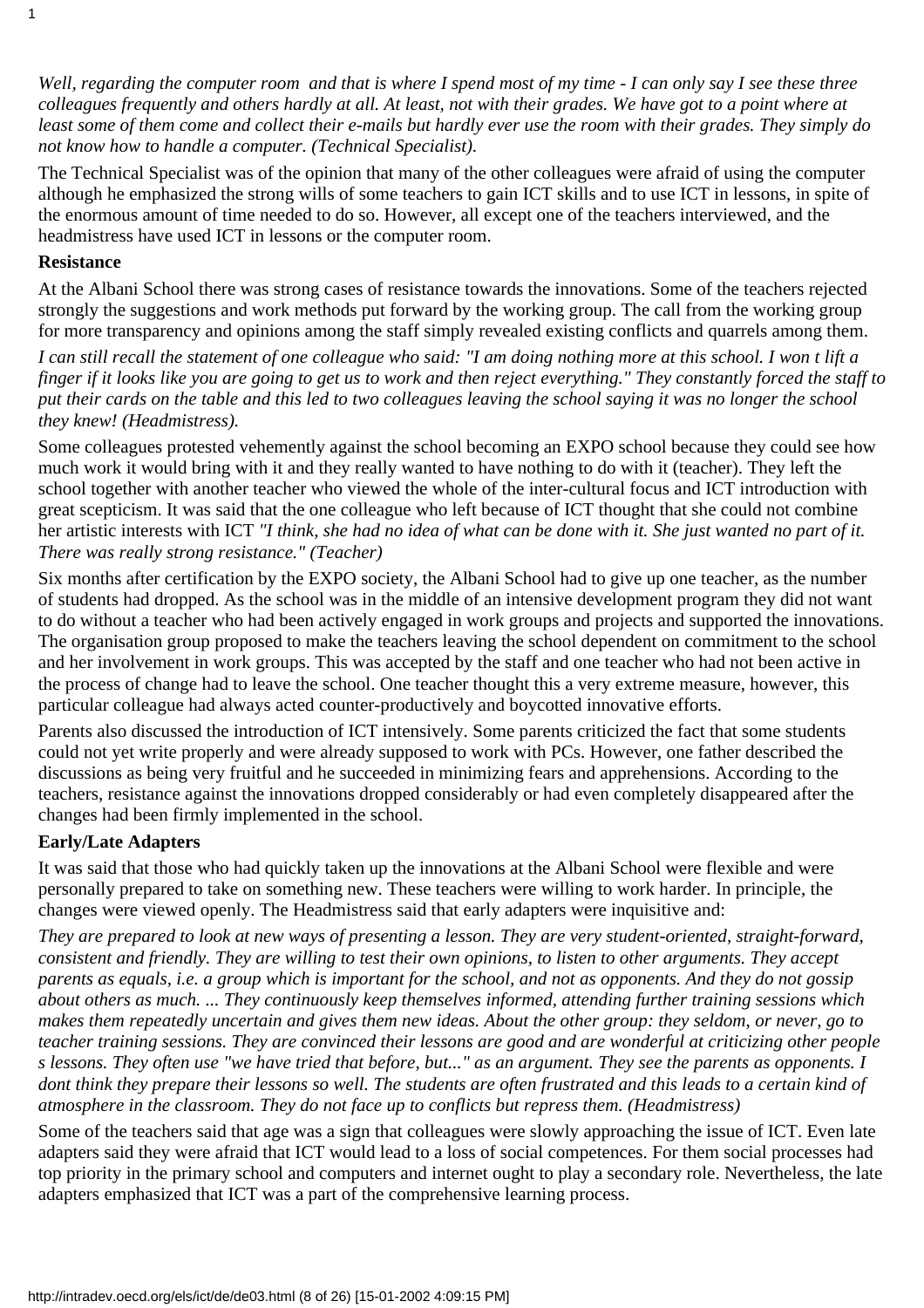*Well, regarding the computer room and that is where I spend most of my time - I can only say I see these three colleagues frequently and others hardly at all. At least, not with their grades. We have got to a point where at least some of them come and collect their e-mails but hardly ever use the room with their grades. They simply do not know how to handle a computer. (Technical Specialist).*

The Technical Specialist was of the opinion that many of the other colleagues were afraid of using the computer although he emphasized the strong wills of some teachers to gain ICT skills and to use ICT in lessons, in spite of the enormous amount of time needed to do so. However, all except one of the teachers interviewed, and the headmistress have used ICT in lessons or the computer room.

**Resistance**

At the Albani School there was strong cases of resistance towards the innovations. Some of the teachers rejected strongly the suggestions and work methods put forward by the working group. The call from the working group for more transparency and opinions among the staff simply revealed existing conflicts and quarrels among them.

*I can still recall the statement of one colleague who said: "I am doing nothing more at this school. I won t lift a finger if it looks like you are going to get us to work and then reject everything." They constantly forced the staff to put their cards on the table and this led to two colleagues leaving the school saying it was no longer the school they knew! (Headmistress).*

Some colleagues protested vehemently against the school becoming an EXPO school because they could see how much work it would bring with it and they really wanted to have nothing to do with it (teacher). They left the school together with another teacher who viewed the whole of the inter-cultural focus and ICT introduction with great scepticism. It was said that the one colleague who left because of ICT thought that she could not combine her artistic interests with ICT *"I think, she had no idea of what can be done with it. She just wanted no part of it. There was really strong resistance." (Teacher)*

Six months after certification by the EXPO society, the Albani School had to give up one teacher, as the number of students had dropped. As the school was in the middle of an intensive development program they did not want to do without a teacher who had been actively engaged in work groups and projects and supported the innovations. The organisation group proposed to make the teachers leaving the school dependent on commitment to the school and her involvement in work groups. This was accepted by the staff and one teacher who had not been active in the process of change had to leave the school. One teacher thought this a very extreme measure, however, this particular colleague had always acted counter-productively and boycotted innovative efforts.

Parents also discussed the introduction of ICT intensively. Some parents criticized the fact that some students could not yet write properly and were already supposed to work with PCs. However, one father described the discussions as being very fruitful and he succeeded in minimizing fears and apprehensions. According to the teachers, resistance against the innovations dropped considerably or had even completely disappeared after the changes had been firmly implemented in the school.

**Early/Late Adapters**

It was said that those who had quickly taken up the innovations at the Albani School were flexible and were personally prepared to take on something new. These teachers were willing to work harder. In principle, the changes were viewed openly. The Headmistress said that early adapters were inquisitive and:

*They are prepared to look at new ways of presenting a lesson. They are very student-oriented, straight-forward, consistent and friendly. They are willing to test their own opinions, to listen to other arguments. They accept parents as equals, i.e. a group which is important for the school, and not as opponents. And they do not gossip about others as much. ... They continuously keep themselves informed, attending further training sessions which makes them repeatedly uncertain and gives them new ideas. About the other group: they seldom, or never, go to teacher training sessions. They are convinced their lessons are good and are wonderful at criticizing other people s lessons. They often use "we have tried that before, but..." as an argument. They see the parents as opponents. I dont think they prepare their lessons so well. The students are often frustrated and this leads to a certain kind of atmosphere in the classroom. They do not face up to conflicts but repress them. (Headmistress)*

Some of the teachers said that age was a sign that colleagues were slowly approaching the issue of ICT. Even late adapters said they were afraid that ICT would lead to a loss of social competences. For them social processes had top priority in the primary school and computers and internet ought to play a secondary role. Nevertheless, the late adapters emphasized that ICT was a part of the comprehensive learning process.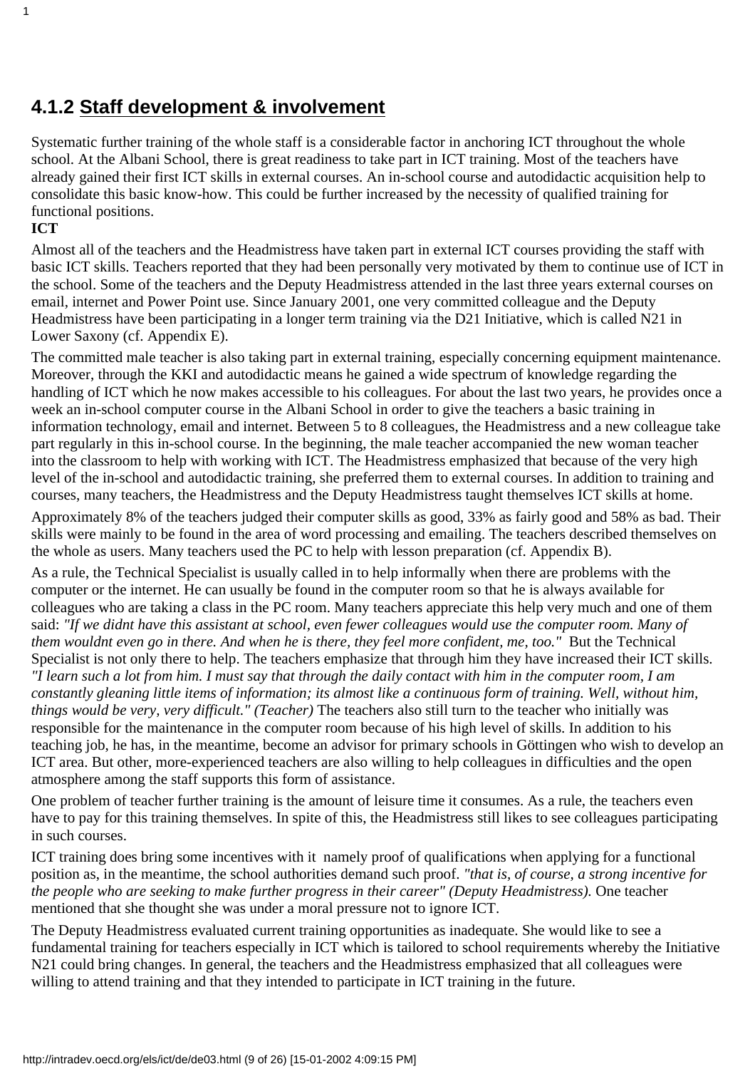## 4.1.2 Staff development & involvement

Systematic further training of the whole staff is a considerable factor in anchoring ICT throughout the whole school. At the Albani School, there is great readiness to take part in ICT training. Most of the teachers have already gained their first ICT skills in external courses. An in-school course and autodidactic acquisition help to consolidate this basic know-how. This could be further increased by the necessity of qualified training for functional positions.

**ICT**

Almost all of the teachers and the Headmistress have taken part in external ICT courses providing the staff with basic ICT skills. Teachers reported that they had been personally very motivated by them to continue use of ICT in the school. Some of the teachers and the Deputy Headmistress attended in the last three years external courses on email, internet and Power Point use. Since January 2001, one very committed colleague and the Deputy Headmistress have been participating in a longer term training via the D21 Initiative, which is called N21 in Lower Saxony (cf. Appendix E).

The committed male teacher is also taking part in external training, especially concerning equipment maintenance. Moreover, through the KKI and autodidactic means he gained a wide spectrum of knowledge regarding the handling of ICT which he now makes accessible to his colleagues. For about the last two years, he provides once a week an in-school computer course in the Albani School in order to give the teachers a basic training in information technology, email and internet. Between 5 to 8 colleagues, the Headmistress and a new colleague take part regularly in this in-school course. In the beginning, the male teacher accompanied the new woman teacher into the classroom to help with working with ICT. The Headmistress emphasized that because of the very high level of the in-school and autodidactic training, she preferred them to external courses. In addition to training and courses, many teachers, the Headmistress and the Deputy Headmistress taught themselves ICT skills at home.

Approximately 8% of the teachers judged their computer skills as good, 33% as fairly good and 58% as bad. Their skills were mainly to be found in the area of word processing and emailing. The teachers described themselves on the whole as users. Many teachers used the PC to help with lesson preparation (cf. Appendix B).

As a rule, the Technical Specialist is usually called in to help informally when there are problems with the computer or the internet. He can usually be found in the computer room so that he is always available for colleagues who are taking a class in the PC room. Many teachers appreciate this help very much and one of them said: *"If we didnt have this assistant at school, even fewer colleagues would use the computer room. Many of them wouldnt even go in there. And when he is there, they feel more confident, me, too."* But the Technical Specialist is not only there to help. The teachers emphasize that through him they have increased their ICT skills. *"I learn such a lot from him. I must say that through the daily contact with him in the computer room, I am constantly gleaning little items of information; its almost like a continuous form of training. Well, without him, things would be very, very difficult." (Teacher)* The teachers also still turn to the teacher who initially was responsible for the maintenance in the computer room because of his high level of skills. In addition to his teaching job, he has, in the meantime, become an advisor for primary schools in Göttingen who wish to develop an ICT area. But other, more-experienced teachers are also willing to help colleagues in difficulties and the open atmosphere among the staff supports this form of assistance.

One problem of teacher further training is the amount of leisure time it consumes. As a rule, the teachers even have to pay for this training themselves. In spite of this, the Headmistress still likes to see colleagues participating in such courses.

ICT training does bring some incentives with it namely proof of qualifications when applying for a functional position as, in the meantime, the school authorities demand such proof. *"that is, of course, a strong incentive for the people who are seeking to make further progress in their career" (Deputy Headmistress).* One teacher mentioned that she thought she was under a moral pressure not to ignore ICT.

The Deputy Headmistress evaluated current training opportunities as inadequate. She would like to see a fundamental training for teachers especially in ICT which is tailored to school requirements whereby the Initiative N21 could bring changes. In general, the teachers and the Headmistress emphasized that all colleagues were willing to attend training and that they intended to participate in ICT training in the future.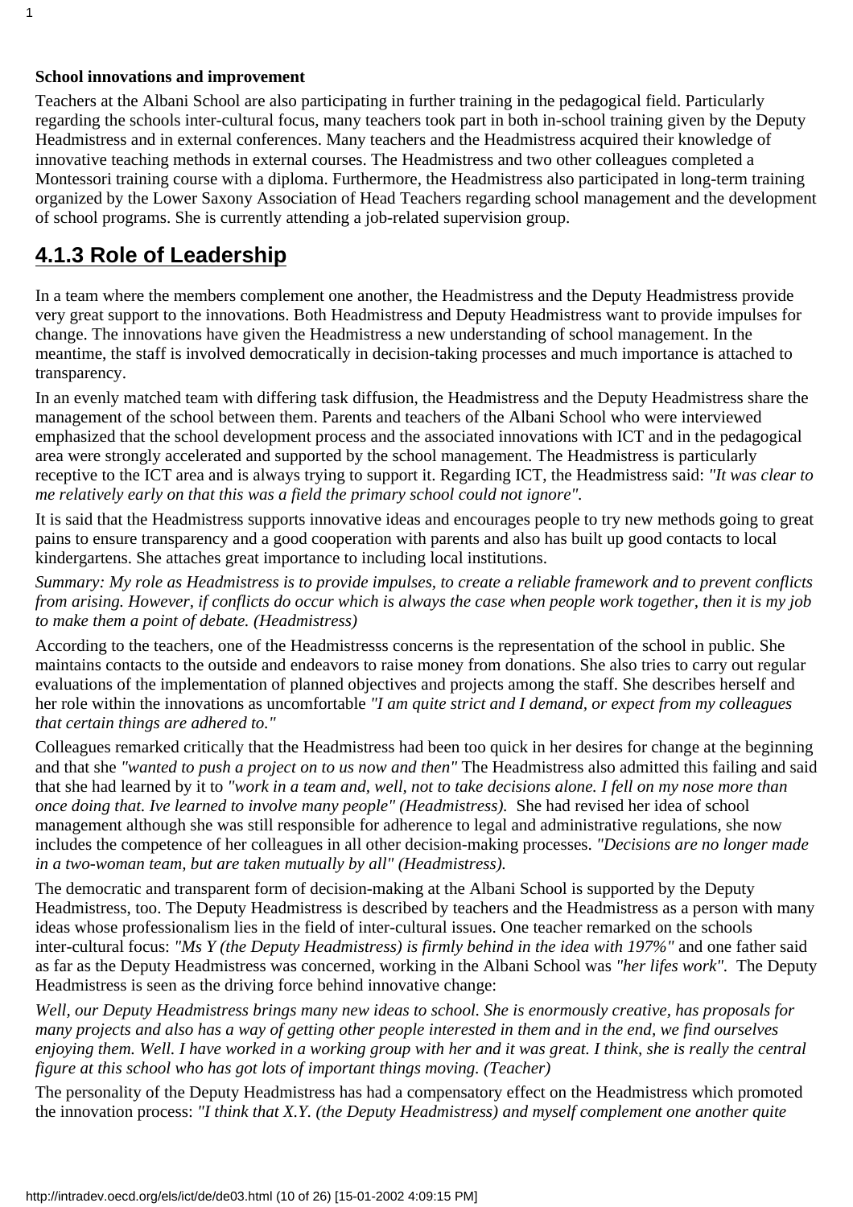**School innovations and improvement**

Teachers at the Albani School are also participating in further training in the pedagogical field. Particularly regarding the schools inter-cultural focus, many teachers took part in both in-school training given by the Deputy Headmistress and in external conferences. Many teachers and the Headmistress acquired their knowledge of innovative teaching methods in external courses. The Headmistress and two other colleagues completed a Montessori training course with a diploma. Furthermore, the Headmistress also participated in long-term training organized by the Lower Saxony Association of Head Teachers regarding school management and the development of school programs. She is currently attending a job-related supervision group.

## 4.1.3 Role of Leadership

In a team where the members complement one another, the Headmistress and the Deputy Headmistress provide very great support to the innovations. Both Headmistress and Deputy Headmistress want to provide impulses for change. The innovations have given the Headmistress a new understanding of school management. In the meantime, the staff is involved democratically in decision-taking processes and much importance is attached to transparency.

In an evenly matched team with differing task diffusion, the Headmistress and the Deputy Headmistress share the management of the school between them. Parents and teachers of the Albani School who were interviewed emphasized that the school development process and the associated innovations with ICT and in the pedagogical area were strongly accelerated and supported by the school management. The Headmistress is particularly receptive to the ICT area and is always trying to support it. Regarding ICT, the Headmistress said: *"It was clear to me relatively early on that this was a field the primary school could not ignore".*

It is said that the Headmistress supports innovative ideas and encourages people to try new methods going to great pains to ensure transparency and a good cooperation with parents and also has built up good contacts to local kindergartens. She attaches great importance to including local institutions.

*Summary: My role as Headmistress is to provide impulses, to create a reliable framework and to prevent conflicts from arising. However, if conflicts do occur which is always the case when people work together, then it is my job to make them a point of debate. (Headmistress)*

According to the teachers, one of the Headmistresss concerns is the representation of the school in public. She maintains contacts to the outside and endeavors to raise money from donations. She also tries to carry out regular evaluations of the implementation of planned objectives and projects among the staff. She describes herself and her role within the innovations as uncomfortable *"I am quite strict and I demand, or expect from my colleagues that certain things are adhered to."*

Colleagues remarked critically that the Headmistress had been too quick in her desires for change at the beginning and that she *"wanted to push a project on to us now and then"* The Headmistress also admitted this failing and said that she had learned by it to *"work in a team and, well, not to take decisions alone. I fell on my nose more than once doing that. Ive learned to involve many people" (Headmistress).* She had revised her idea of school management although she was still responsible for adherence to legal and administrative regulations, she now includes the competence of her colleagues in all other decision-making processes. *"Decisions are no longer made in a two-woman team, but are taken mutually by all" (Headmistress).*

The democratic and transparent form of decision-making at the Albani School is supported by the Deputy Headmistress, too. The Deputy Headmistress is described by teachers and the Headmistress as a person with many ideas whose professionalism lies in the field of inter-cultural issues. One teacher remarked on the schools inter-cultural focus: *"Ms Y (the Deputy Headmistress) is firmly behind in the idea with 197%"* and one father said as far as the Deputy Headmistress was concerned, working in the Albani School was *"her lifes work".* The Deputy Headmistress is seen as the driving force behind innovative change:

*Well, our Deputy Headmistress brings many new ideas to school. She is enormously creative, has proposals for many projects and also has a way of getting other people interested in them and in the end, we find ourselves enjoying them. Well. I have worked in a working group with her and it was great. I think, she is really the central figure at this school who has got lots of important things moving. (Teacher)*

The personality of the Deputy Headmistress has had a compensatory effect on the Headmistress which promoted the innovation process: *"I think that X.Y. (the Deputy Headmistress) and myself complement one another quite*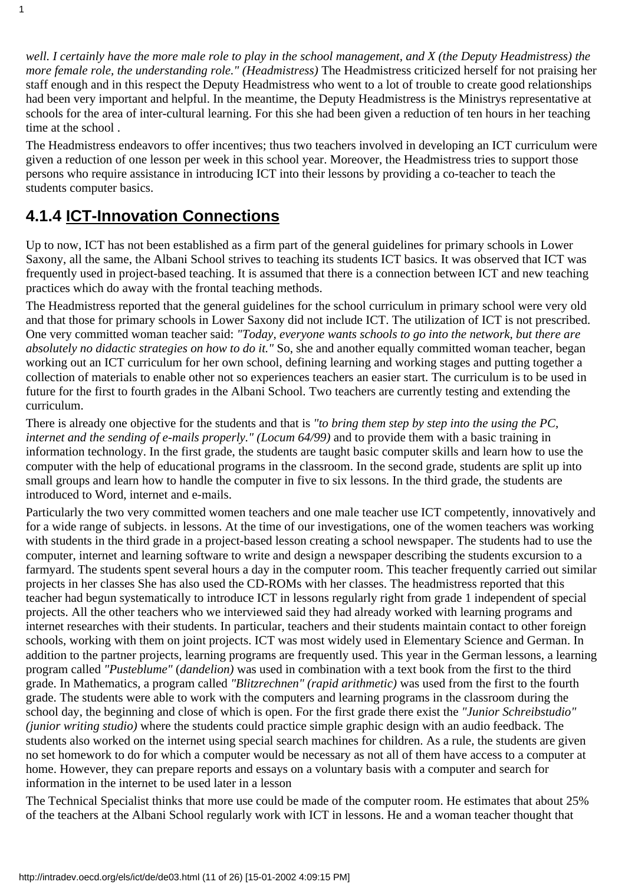*well. I certainly have the more male role to play in the school management, and X (the Deputy Headmistress) the more female role, the understanding role." (Headmistress)* The Headmistress criticized herself for not praising her staff enough and in this respect the Deputy Headmistress who went to a lot of trouble to create good relationships had been very important and helpful. In the meantime, the Deputy Headmistress is the Ministrys representative at schools for the area of inter-cultural learning. For this she had been given a reduction of ten hours in her teaching time at the school .

The Headmistress endeavors to offer incentives; thus two teachers involved in developing an ICT curriculum were given a reduction of one lesson per week in this school year. Moreover, the Headmistress tries to support those persons who require assistance in introducing ICT into their lessons by providing a co-teacher to teach the students computer basics.

### 4.1.4 ICT-Innovation Connections

Up to now, ICT has not been established as a firm part of the general guidelines for primary schools in Lower Saxony, all the same, the Albani School strives to teaching its students ICT basics. It was observed that ICT was frequently used in project-based teaching. It is assumed that there is a connection between ICT and new teaching practices which do away with the frontal teaching methods.

The Headmistress reported that the general guidelines for the school curriculum in primary school were very old and that those for primary schools in Lower Saxony did not include ICT. The utilization of ICT is not prescribed. One very committed woman teacher said: *"Today, everyone wants schools to go into the network, but there are absolutely no didactic strategies on how to do it."* So, she and another equally committed woman teacher, began working out an ICT curriculum for her own school, defining learning and working stages and putting together a collection of materials to enable other not so experiences teachers an easier start. The curriculum is to be used in future for the first to fourth grades in the Albani School. Two teachers are currently testing and extending the curriculum.

There is already one objective for the students and that is *"to bring them step by step into the using the PC, internet and the sending of e-mails properly." (Locum 64/99)* and to provide them with a basic training in information technology. In the first grade, the students are taught basic computer skills and learn how to use the computer with the help of educational programs in the classroom. In the second grade, students are split up into small groups and learn how to handle the computer in five to six lessons. In the third grade, the students are introduced to Word, internet and e-mails.

Particularly the two very committed women teachers and one male teacher use ICT competently, innovatively and for a wide range of subjects. in lessons. At the time of our investigations, one of the women teachers was working with students in the third grade in a project-based lesson creating a school newspaper. The students had to use the computer, internet and learning software to write and design a newspaper describing the students excursion to a farmyard. The students spent several hours a day in the computer room. This teacher frequently carried out similar projects in her classes She has also used the CD-ROMs with her classes. The headmistress reported that this teacher had begun systematically to introduce ICT in lessons regularly right from grade 1 independent of special projects. All the other teachers who we interviewed said they had already worked with learning programs and internet researches with their students. In particular, teachers and their students maintain contact to other foreign schools, working with them on joint projects. ICT was most widely used in Elementary Science and German. In addition to the partner projects, learning programs are frequently used. This year in the German lessons, a learning program called *"Pusteblume"* (*dandelion)* was used in combination with a text book from the first to the third grade. In Mathematics, a program called *"Blitzrechnen" (rapid arithmetic)* was used from the first to the fourth grade. The students were able to work with the computers and learning programs in the classroom during the school day, the beginning and close of which is open. For the first grade there exist the *"Junior Schreibstudio" (junior writing studio)* where the students could practice simple graphic design with an audio feedback. The students also worked on the internet using special search machines for children. As a rule, the students are given no set homework to do for which a computer would be necessary as not all of them have access to a computer at home. However, they can prepare reports and essays on a voluntary basis with a computer and search for information in the internet to be used later in a lesson

The Technical Specialist thinks that more use could be made of the computer room. He estimates that about 25% of the teachers at the Albani School regularly work with ICT in lessons. He and a woman teacher thought that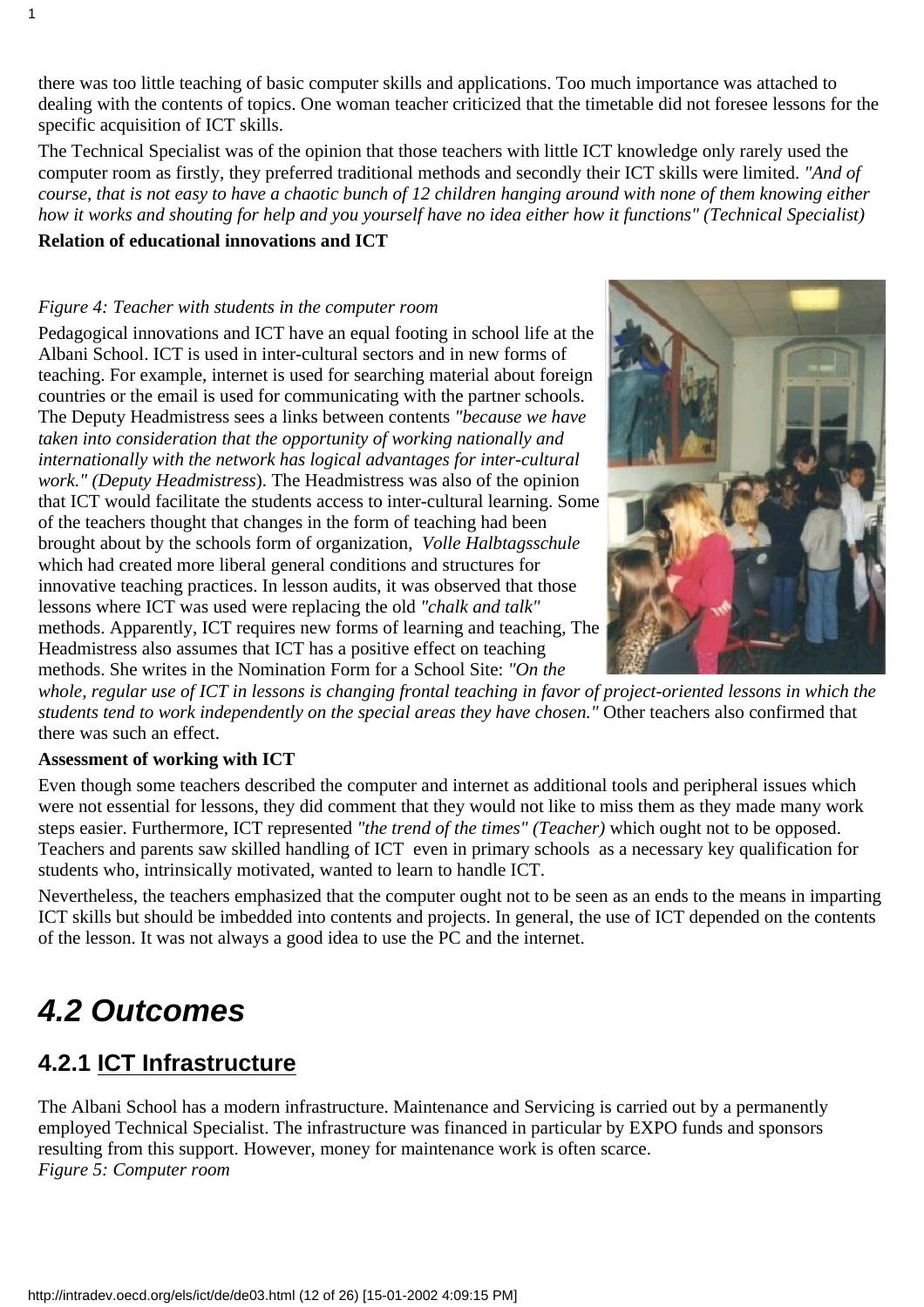there was too little teaching of basic computer skills and applications. Too much importance was attached to dealing with the contents of topics. One woman teacher criticized that the timetable did not foresee lessons for the specific acquisition of ICT skills.

The Technical Specialist was of the opinion that those teachers with little ICT knowledge only rarely used the computer room as firstly, they preferred traditional methods and secondly their ICT skills were limited. *"And of course, that is not easy to have a chaotic bunch of 12 children hanging around with none of them knowing either how it works and shouting for help and you yourself have no idea either how it functions" (Technical Specialist)*

**Relation of educational innovations and ICT**

*Figure 4: Teacher with students in the computer room*

Pedagogical innovations and ICT have an equal footing in school life at the Albani School. ICT is used in inter-cultural sectors and in new forms of teaching. For example, internet is used for searching material about foreign countries or the email is used for communicating with the partner schools. The Deputy Headmistress sees a links between contents *"because we have taken into consideration that the opportunity of working nationally and internationally with the network has logical advantages for inter-cultural work." (Deputy Headmistress*). The Headmistress was also of the opinion that ICT would facilitate the students access to inter-cultural learning. Some of the teachers thought that changes in the form of teaching had been brought about by the schools form of organization, *Volle Halbtagsschule* which had created more liberal general conditions and structures for innovative teaching practices. In lesson audits, it was observed that those lessons where ICT was used were replacing the old *"chalk and talk"* methods. Apparently, ICT requires new forms of learning and teaching, The Headmistress also assumes that ICT has a positive effect on teaching methods. She writes in the Nomination Form for a School Site: *"On the whole, regular use of ICT in lessons is changing frontal teaching in favor of project-oriented lessons in which the students tend to work independently on the special areas they have chosen."* Other teachers also confirmed that there was such an effect.

**Assessment of working with ICT**

Even though some teachers described the computer and internet as additional tools and peripheral issues which were not essential for lessons, they did comment that they would not like to miss them as they made many work steps easier. Furthermore, ICT represented *"the trend of the times" (Teacher)* which ought not to be opposed. Teachers and parents saw skilled handling of ICT even in primary schools as a necessary key qualification for students who, intrinsically motivated, wanted to learn to handle ICT.

Nevertheless, the teachers emphasized that the computer ought not to be seen as an ends to the means in imparting ICT skills but should be imbedded into contents and projects. In general, the use of ICT depended on the contents of the lesson. It was not always a good idea to use the PC and the internet.

# 4.2 Outcomes

## 4.2.1 ICT Infrastructure

The Albani School has a modern infrastructure. Maintenance and Servicing is carried out by a permanently employed Technical Specialist. The infrastructure was financed in particular by EXPO funds and sponsors resulting from this support. However, money for maintenance work is often scarce.

*Figure 5: Computer room*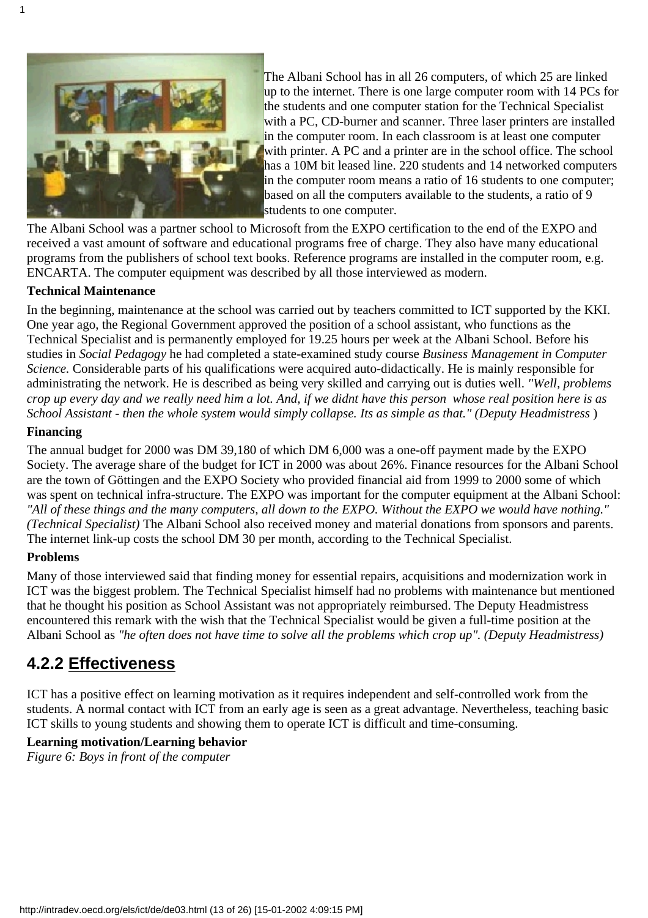The Albani School has in all 26 computers, of which 25 are linked up to the internet. There is one large computer room with 14 PCs for the students and one computer station for the Technical Specialist with a PC, CD-burner and scanner. Three laser printers are installed in the computer room. In each classroom is at least one computer with printer. A PC and a printer are in the school office. The school has a 10M bit leased line. 220 students and 14 networked computers in the computer room means a ratio of 16 students to one computer; based on all the computers available to the students, a ratio of 9 students to one computer.

The Albani School was a partner school to Microsoft from the EXPO certification to the end of the EXPO and received a vast amount of software and educational programs free of charge. They also have many educational programs from the publishers of school text books. Reference programs are installed in the computer room, e.g. ENCARTA. The computer equipment was described by all those interviewed as modern.

**Technical Maintenance**

In the beginning, maintenance at the school was carried out by teachers committed to ICT supported by the KKI. One year ago, the Regional Government approved the position of a school assistant, who functions as the Technical Specialist and is permanently employed for 19.25 hours per week at the Albani School. Before his studies in *Social Pedagogy* he had completed a state-examined study course *Business Management in Computer Science.* Considerable parts of his qualifications were acquired auto-didactically. He is mainly responsible for administrating the network. He is described as being very skilled and carrying out is duties well. *"Well, problems crop up every day and we really need him a lot. And, if we didnt have this person whose real position here is as School Assistant - then the whole system would simply collapse. Its as simple as that." (Deputy Headmistress* )

**Financing**

The annual budget for 2000 was DM 39,180 of which DM 6,000 was a one-off payment made by the EXPO Society. The average share of the budget for ICT in 2000 was about 26%. Finance resources for the Albani School are the town of Göttingen and the EXPO Society who provided financial aid from 1999 to 2000 some of which was spent on technical infra-structure. The EXPO was important for the computer equipment at the Albani School: *"All of these things and the many computers, all down to the EXPO. Without the EXPO we would have nothing." (Technical Specialist)* The Albani School also received money and material donations from sponsors and parents. The internet link-up costs the school DM 30 per month, according to the Technical Specialist.

**Problems**

Many of those interviewed said that finding money for essential repairs, acquisitions and modernization work in ICT was the biggest problem. The Technical Specialist himself had no problems with maintenance but mentioned that he thought his position as School Assistant was not appropriately reimbursed. The Deputy Headmistress encountered this remark with the wish that the Technical Specialist would be given a full-time position at the Albani School as *"he often does not have time to solve all the problems which crop up". (Deputy Headmistress)*

## 4.2.2 Effectiveness

ICT has a positive effect on learning motivation as it requires independent and self-controlled work from the students. A normal contact with ICT from an early age is seen as a great advantage. Nevertheless, teaching basic ICT skills to young students and showing them to operate ICT is difficult and time-consuming.

**Learning motivation/Learning behavior**

*Figure 6: Boys in front of the computer*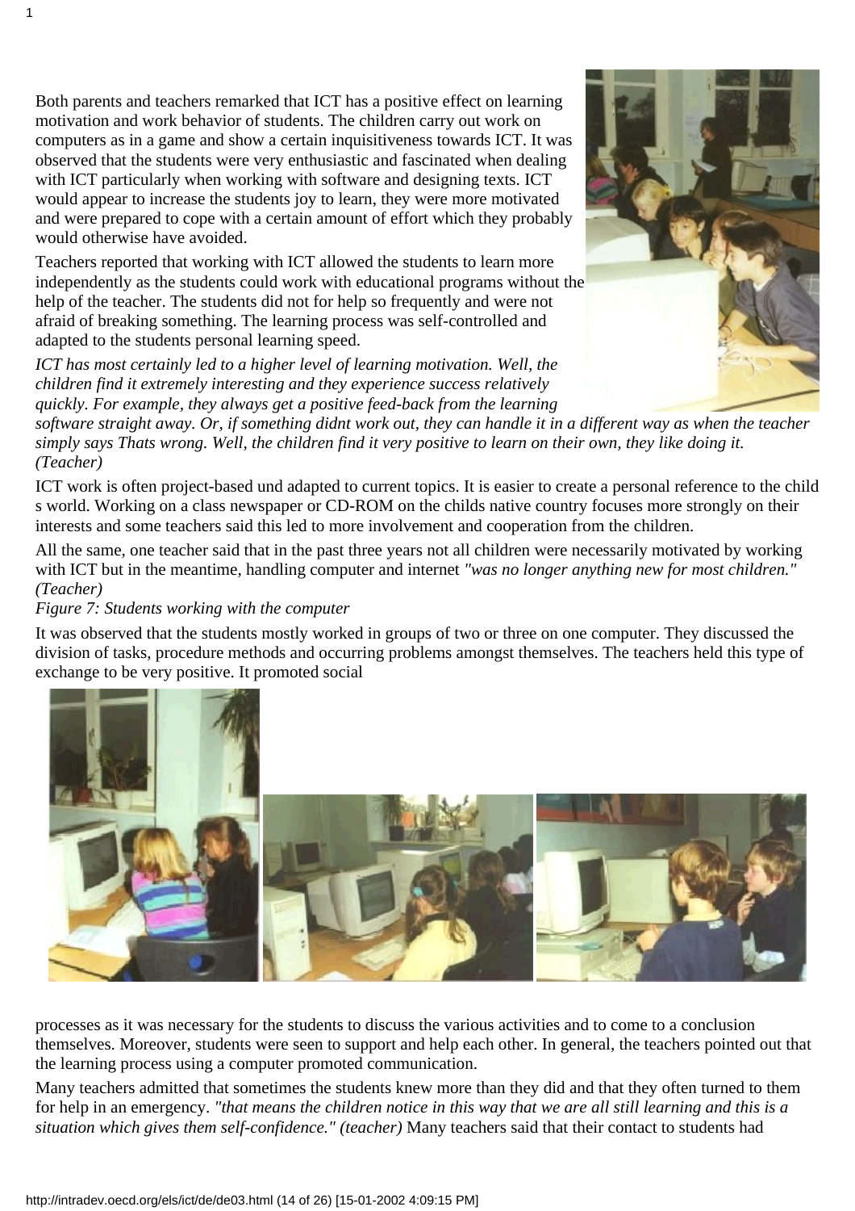Both parents and teachers remarked that ICT has a positive effect on learning motivation and work behavior of students. The children carry out work on computers as in a game and show a certain inquisitiveness towards ICT. It was observed that the students were very enthusiastic and fascinated when dealing with ICT particularly when working with software and designing texts. ICT would appear to increase the students joy to learn, they were more motivated and were prepared to cope with a certain amount of effort which they probably would otherwise have avoided.

Teachers reported that working with ICT allowed the students to learn more independently as the students could work with educational programs without the help of the teacher. The students did not for help so frequently and were not afraid of breaking something. The learning process was self-controlled and adapted to the students personal learning speed.

*ICT has most certainly led to a higher level of learning motivation. Well, the children find it extremely interesting and they experience success relatively quickly. For example, they always get a positive feed-back from the learning software straight away. Or, if something didnt work out, they can handle it in a different way as when the teacher simply says Thats wrong. Well, the children find it very positive to learn on their own, they like doing it. (Teacher)*

ICT work is often project-based und adapted to current topics. It is easier to create a personal reference to the child s world. Working on a class newspaper or CD-ROM on the childs native country focuses more strongly on their interests and some teachers said this led to more involvement and cooperation from the children.

All the same, one teacher said that in the past three years not all children were necessarily motivated by working with ICT but in the meantime, handling computer and internet *"was no longer anything new for most children." (Teacher)*

*Figure 7: Students working with the computer*

It was observed that the students mostly worked in groups of two or three on one computer. They discussed the division of tasks, procedure methods and occurring problems amongst themselves. The teachers held this type of exchange to be very positive. It promoted social processes as it was necessary for the students to discuss the various activities and to come to a conclusion themselves. Moreover, students were seen to support and help each other. In general, the teachers pointed out that the learning process using a computer promoted communication.

Many teachers admitted that sometimes the students knew more than they did and that they often turned to them for help in an emergency. *"that means the children notice in this way that we are all still learning and this is a situation which gives them self-confidence." (teacher)* Many teachers said that their contact to students had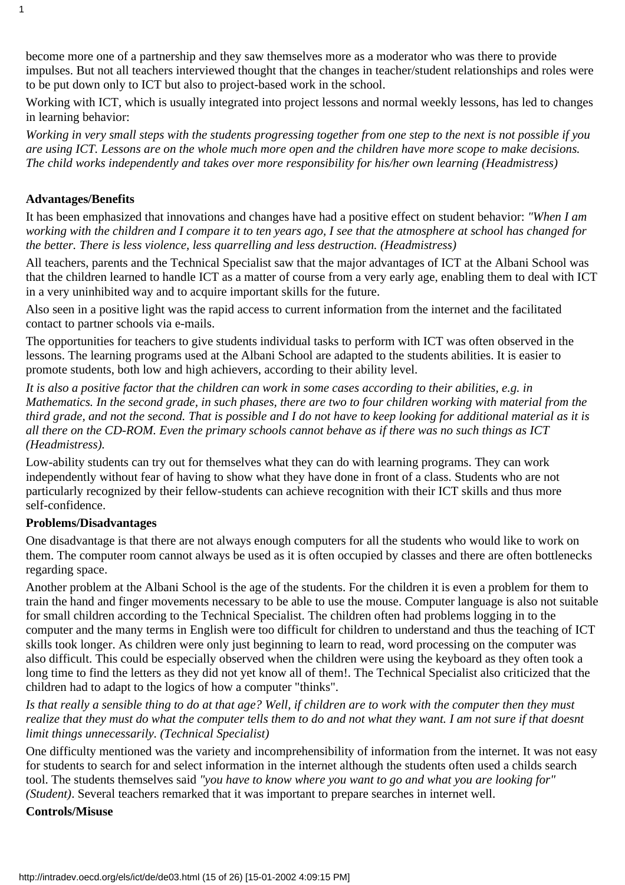become more one of a partnership and they saw themselves more as a moderator who was there to provide impulses. But not all teachers interviewed thought that the changes in teacher/student relationships and roles were to be put down only to ICT but also to project-based work in the school.

Working with ICT, which is usually integrated into project lessons and normal weekly lessons, has led to changes in learning behavior:

*Working in very small steps with the students progressing together from one step to the next is not possible if you are using ICT. Lessons are on the whole much more open and the children have more scope to make decisions. The child works independently and takes over more responsibility for his/her own learning (Headmistress)*

**Advantages/Benefits**

It has been emphasized that innovations and changes have had a positive effect on student behavior: *"When I am working with the children and I compare it to ten years ago, I see that the atmosphere at school has changed for the better. There is less violence, less quarrelling and less destruction. (Headmistress)*

All teachers, parents and the Technical Specialist saw that the major advantages of ICT at the Albani School was that the children learned to handle ICT as a matter of course from a very early age, enabling them to deal with ICT in a very uninhibited way and to acquire important skills for the future.

Also seen in a positive light was the rapid access to current information from the internet and the facilitated contact to partner schools via e-mails.

The opportunities for teachers to give students individual tasks to perform with ICT was often observed in the lessons. The learning programs used at the Albani School are adapted to the students abilities. It is easier to promote students, both low and high achievers, according to their ability level.

*It is also a positive factor that the children can work in some cases according to their abilities, e.g. in Mathematics. In the second grade, in such phases, there are two to four children working with material from the third grade, and not the second. That is possible and I do not have to keep looking for additional material as it is all there on the CD-ROM. Even the primary schools cannot behave as if there was no such things as ICT (Headmistress).*

Low-ability students can try out for themselves what they can do with learning programs. They can work independently without fear of having to show what they have done in front of a class. Students who are not particularly recognized by their fellow-students can achieve recognition with their ICT skills and thus more self-confidence.

**Problems/Disadvantages**

One disadvantage is that there are not always enough computers for all the students who would like to work on them. The computer room cannot always be used as it is often occupied by classes and there are often bottlenecks regarding space.

Another problem at the Albani School is the age of the students. For the children it is even a problem for them to train the hand and finger movements necessary to be able to use the mouse. Computer language is also not suitable for small children according to the Technical Specialist. The children often had problems logging in to the computer and the many terms in English were too difficult for children to understand and thus the teaching of ICT skills took longer. As children were only just beginning to learn to read, word processing on the computer was also difficult. This could be especially observed when the children were using the keyboard as they often took a long time to find the letters as they did not yet know all of them!. The Technical Specialist also criticized that the children had to adapt to the logics of how a computer "thinks".

*Is that really a sensible thing to do at that age? Well, if children are to work with the computer then they must realize that they must do what the computer tells them to do and not what they want. I am not sure if that doesnt limit things unnecessarily. (Technical Specialist)*

One difficulty mentioned was the variety and incomprehensibility of information from the internet. It was not easy for students to search for and select information in the internet although the students often used a childs search tool. The students themselves said *"you have to know where you want to go and what you are looking for" (Student)*. Several teachers remarked that it was important to prepare searches in internet well.

**Controls/Misuse**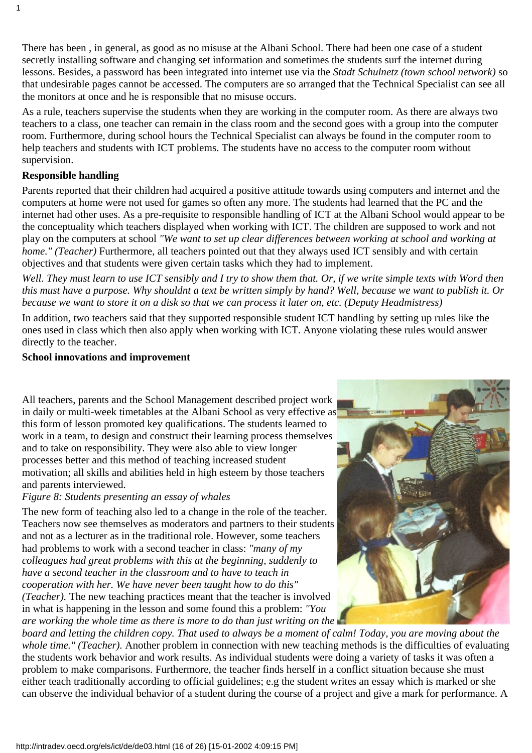There has been , in general, as good as no misuse at the Albani School. There had been one case of a student secretly installing software and changing set information and sometimes the students surf the internet during lessons. Besides, a password has been integrated into internet use via the *Stadt Schulnetz (town school network)* so that undesirable pages cannot be accessed. The computers are so arranged that the Technical Specialist can see all the monitors at once and he is responsible that no misuse occurs.

As a rule, teachers supervise the students when they are working in the computer room. As there are always two teachers to a class, one teacher can remain in the class room and the second goes with a group into the computer room. Furthermore, during school hours the Technical Specialist can always be found in the computer room to help teachers and students with ICT problems. The students have no access to the computer room without supervision.

**Responsible handling**

Parents reported that their children had acquired a positive attitude towards using computers and internet and the computers at home were not used for games so often any more. The students had learned that the PC and the internet had other uses. As a pre-requisite to responsible handling of ICT at the Albani School would appear to be the conceptuality which teachers displayed when working with ICT. The children are supposed to work and not play on the computers at school *"We want to set up clear differences between working at school and working at home." (Teacher)* Furthermore, all teachers pointed out that they always used ICT sensibly and with certain objectives and that students were given certain tasks which they had to implement.

*Well. They must learn to use ICT sensibly and I try to show them that. Or, if we write simple texts with Word then this must have a purpose. Why shouldnt a text be written simply by hand? Well, because we want to publish it. Or because we want to store it on a disk so that we can process it later on, etc. (Deputy Headmistress)*

In addition, two teachers said that they supported responsible student ICT handling by setting up rules like the ones used in class which then also apply when working with ICT. Anyone violating these rules would answer directly to the teacher.

**School innovations and improvement**

All teachers, parents and the School Management described project work in daily or multi-week timetables at the Albani School as very effective as this form of lesson promoted key qualifications. The students learned to work in a team, to design and construct their learning process themselves and to take on responsibility. They were also able to view longer processes better and this method of teaching increased student motivation; all skills and abilities held in high esteem by those teachers and parents interviewed.

*Figure 8: Students presenting an essay of whales*

The new form of teaching also led to a change in the role of the teacher. Teachers now see themselves as moderators and partners to their students and not as a lecturer as in the traditional role. However, some teachers had problems to work with a second teacher in class: *"many of my colleagues had great problems with this at the beginning, suddenly to have a second teacher in the classroom and to have to teach in cooperation with her. We have never been taught how to do this" (Teacher).* The new teaching practices meant that the teacher is involved in what is happening in the lesson and some found this a problem: *"You are working the whole time as there is more to do than just writing on the board and letting the children copy. That used to always be a moment of calm! Today, you are moving about the whole time." (Teacher).* Another problem in connection with new teaching methods is the difficulties of evaluating the students work behavior and work results. As individual students were doing a variety of tasks it was often a problem to make comparisons. Furthermore, the teacher finds herself in a conflict situation because she must either teach traditionally according to official guidelines; e.g the student writes an essay which is marked or she can observe the individual behavior of a student during the course of a project and give a mark for performance. A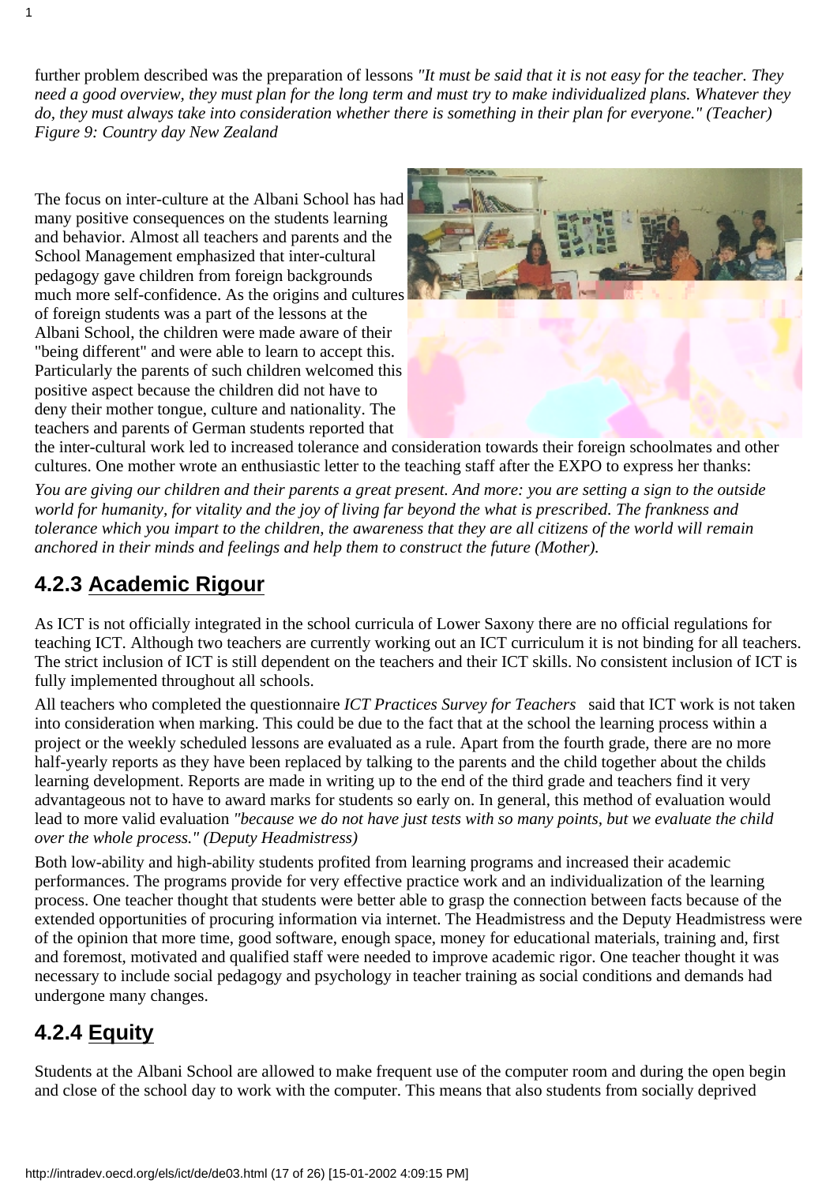further problem described was the preparation of lessons *"It must be said that it is not easy for the teacher. They need a good overview, they must plan for the long term and must try to make individualized plans. Whatever they do, they must always take into consideration whether there is something in their plan for everyone." (Teacher)*
*Figure 9: Country day New Zealand*

The focus on inter-culture at the Albani School has had many positive consequences on the students learning and behavior. Almost all teachers and parents and the School Management emphasized that inter-cultural pedagogy gave children from foreign backgrounds much more self-confidence. As the origins and cultures of foreign students was a part of the lessons at the Albani School, the children were made aware of their "being different" and were able to learn to accept this. Particularly the parents of such children welcomed this positive aspect because the children did not have to deny their mother tongue, culture and nationality. The teachers and parents of German students reported that the inter-cultural work led to increased tolerance and consideration towards their foreign schoolmates and other cultures. One mother wrote an enthusiastic letter to the teaching staff after the EXPO to express her thanks:

*You are giving our children and their parents a great present. And more: you are setting a sign to the outside world for humanity, for vitality and the joy of living far beyond the what is prescribed. The frankness and tolerance which you impart to the children, the awareness that they are all citizens of the world will remain anchored in their minds and feelings and help them to construct the future (Mother).*

## 4.2.3 Academic Rigour

As ICT is not officially integrated in the school curricula of Lower Saxony there are no official regulations for teaching ICT. Although two teachers are currently working out an ICT curriculum it is not binding for all teachers. The strict inclusion of ICT is still dependent on the teachers and their ICT skills. No consistent inclusion of ICT is fully implemented throughout all schools.

All teachers who completed the questionnaire *ICT Practices Survey for Teachers* said that ICT work is not taken into consideration when marking. This could be due to the fact that at the school the learning process within a project or the weekly scheduled lessons are evaluated as a rule. Apart from the fourth grade, there are no more half-yearly reports as they have been replaced by talking to the parents and the child together about the childs learning development. Reports are made in writing up to the end of the third grade and teachers find it very advantageous not to have to award marks for students so early on. In general, this method of evaluation would lead to more valid evaluation *"because we do not have just tests with so many points, but we evaluate the child over the whole process." (Deputy Headmistress)*

Both low-ability and high-ability students profited from learning programs and increased their academic performances. The programs provide for very effective practice work and an individualization of the learning process. One teacher thought that students were better able to grasp the connection between facts because of the extended opportunities of procuring information via internet. The Headmistress and the Deputy Headmistress were of the opinion that more time, good software, enough space, money for educational materials, training and, first and foremost, motivated and qualified staff were needed to improve academic rigor. One teacher thought it was necessary to include social pedagogy and psychology in teacher training as social conditions and demands had undergone many changes.

## 4.2.4 Equity

Students at the Albani School are allowed to make frequent use of the computer room and during the open begin and close of the school day to work with the computer. This means that also students from socially deprived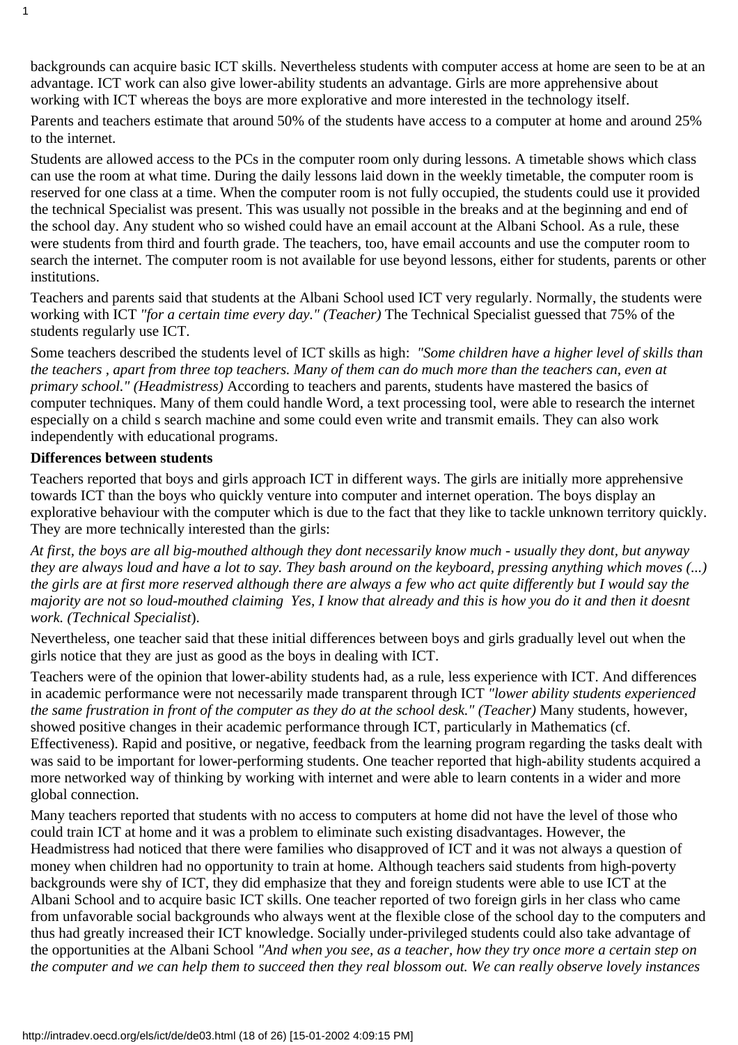backgrounds can acquire basic ICT skills. Nevertheless students with computer access at home are seen to be at an advantage. ICT work can also give lower-ability students an advantage. Girls are more apprehensive about working with ICT whereas the boys are more explorative and more interested in the technology itself.

Parents and teachers estimate that around 50% of the students have access to a computer at home and around 25% to the internet.

Students are allowed access to the PCs in the computer room only during lessons. A timetable shows which class can use the room at what time. During the daily lessons laid down in the weekly timetable, the computer room is reserved for one class at a time. When the computer room is not fully occupied, the students could use it provided the technical Specialist was present. This was usually not possible in the breaks and at the beginning and end of the school day. Any student who so wished could have an email account at the Albani School. As a rule, these were students from third and fourth grade. The teachers, too, have email accounts and use the computer room to search the internet. The computer room is not available for use beyond lessons, either for students, parents or other institutions.

Teachers and parents said that students at the Albani School used ICT very regularly. Normally, the students were working with ICT *"for a certain time every day." (Teacher)* The Technical Specialist guessed that 75% of the students regularly use ICT.

Some teachers described the students level of ICT skills as high: *"Some children have a higher level of skills than the teachers , apart from three top teachers. Many of them can do much more than the teachers can, even at primary school." (Headmistress)* According to teachers and parents, students have mastered the basics of computer techniques. Many of them could handle Word, a text processing tool, were able to research the internet especially on a child s search machine and some could even write and transmit emails. They can also work independently with educational programs.

**Differences between students**

Teachers reported that boys and girls approach ICT in different ways. The girls are initially more apprehensive towards ICT than the boys who quickly venture into computer and internet operation. The boys display an explorative behaviour with the computer which is due to the fact that they like to tackle unknown territory quickly. They are more technically interested than the girls:

*At first, the boys are all big-mouthed although they dont necessarily know much - usually they dont, but anyway they are always loud and have a lot to say. They bash around on the keyboard, pressing anything which moves (...) the girls are at first more reserved although there are always a few who act quite differently but I would say the majority are not so loud-mouthed claiming Yes, I know that already and this is how you do it and then it doesnt work. (Technical Specialist*).

Nevertheless, one teacher said that these initial differences between boys and girls gradually level out when the girls notice that they are just as good as the boys in dealing with ICT.

Teachers were of the opinion that lower-ability students had, as a rule, less experience with ICT. And differences in academic performance were not necessarily made transparent through ICT *"lower ability students experienced the same frustration in front of the computer as they do at the school desk." (Teacher)* Many students, however, showed positive changes in their academic performance through ICT, particularly in Mathematics (cf. Effectiveness). Rapid and positive, or negative, feedback from the learning program regarding the tasks dealt with was said to be important for lower-performing students. One teacher reported that high-ability students acquired a more networked way of thinking by working with internet and were able to learn contents in a wider and more global connection.

Many teachers reported that students with no access to computers at home did not have the level of those who could train ICT at home and it was a problem to eliminate such existing disadvantages. However, the Headmistress had noticed that there were families who disapproved of ICT and it was not always a question of money when children had no opportunity to train at home. Although teachers said students from high-poverty backgrounds were shy of ICT, they did emphasize that they and foreign students were able to use ICT at the Albani School and to acquire basic ICT skills. One teacher reported of two foreign girls in her class who came from unfavorable social backgrounds who always went at the flexible close of the school day to the computers and thus had greatly increased their ICT knowledge. Socially under-privileged students could also take advantage of the opportunities at the Albani School *"And when you see, as a teacher, how they try once more a certain step on the computer and we can help them to succeed then they real blossom out. We can really observe lovely instances*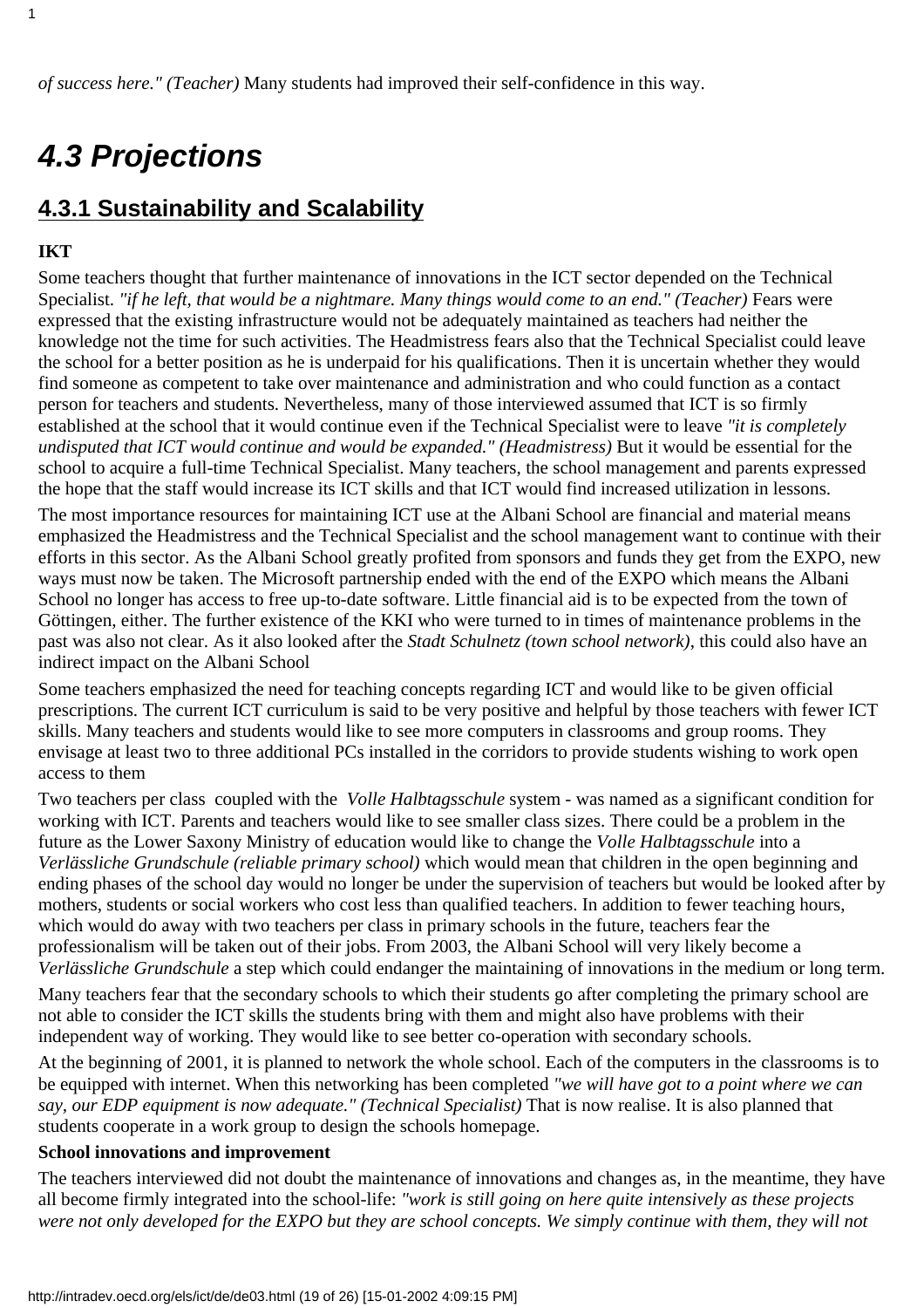*of success here." (Teacher)* Many students had improved their self-confidence in this way.

# *4.3 Projections*

## 4.3.1 Sustainability and Scalability

**IKT**

Some teachers thought that further maintenance of innovations in the ICT sector depended on the Technical Specialist. *"if he left, that would be a nightmare. Many things would come to an end." (Teacher)* Fears were expressed that the existing infrastructure would not be adequately maintained as teachers had neither the knowledge not the time for such activities. The Headmistress fears also that the Technical Specialist could leave the school for a better position as he is underpaid for his qualifications. Then it is uncertain whether they would find someone as competent to take over maintenance and administration and who could function as a contact person for teachers and students. Nevertheless, many of those interviewed assumed that ICT is so firmly established at the school that it would continue even if the Technical Specialist were to leave *"it is completely undisputed that ICT would continue and would be expanded." (Headmistress)* But it would be essential for the school to acquire a full-time Technical Specialist. Many teachers, the school management and parents expressed the hope that the staff would increase its ICT skills and that ICT would find increased utilization in lessons.

The most importance resources for maintaining ICT use at the Albani School are financial and material means emphasized the Headmistress and the Technical Specialist and the school management want to continue with their efforts in this sector. As the Albani School greatly profited from sponsors and funds they get from the EXPO, new ways must now be taken. The Microsoft partnership ended with the end of the EXPO which means the Albani School no longer has access to free up-to-date software. Little financial aid is to be expected from the town of Göttingen, either. The further existence of the KKI who were turned to in times of maintenance problems in the past was also not clear. As it also looked after the *Stadt Schulnetz (town school network)*, this could also have an indirect impact on the Albani School

Some teachers emphasized the need for teaching concepts regarding ICT and would like to be given official prescriptions. The current ICT curriculum is said to be very positive and helpful by those teachers with fewer ICT skills. Many teachers and students would like to see more computers in classrooms and group rooms. They envisage at least two to three additional PCs installed in the corridors to provide students wishing to work open access to them

Two teachers per class coupled with the *Volle Halbtagsschule* system - was named as a significant condition for working with ICT. Parents and teachers would like to see smaller class sizes. There could be a problem in the future as the Lower Saxony Ministry of education would like to change the *Volle Halbtagsschule* into a *Verlässliche Grundschule (reliable primary school)* which would mean that children in the open beginning and ending phases of the school day would no longer be under the supervision of teachers but would be looked after by mothers, students or social workers who cost less than qualified teachers. In addition to fewer teaching hours, which would do away with two teachers per class in primary schools in the future, teachers fear the professionalism will be taken out of their jobs. From 2003, the Albani School will very likely become a *Verlässliche Grundschule* a step which could endanger the maintaining of innovations in the medium or long term.

Many teachers fear that the secondary schools to which their students go after completing the primary school are not able to consider the ICT skills the students bring with them and might also have problems with their independent way of working. They would like to see better co-operation with secondary schools.

At the beginning of 2001, it is planned to network the whole school. Each of the computers in the classrooms is to be equipped with internet. When this networking has been completed *"we will have got to a point where we can say, our EDP equipment is now adequate." (Technical Specialist)* That is now realise. It is also planned that students cooperate in a work group to design the schools homepage.

**School innovations and improvement**

The teachers interviewed did not doubt the maintenance of innovations and changes as, in the meantime, they have all become firmly integrated into the school-life: *"work is still going on here quite intensively as these projects were not only developed for the EXPO but they are school concepts. We simply continue with them, they will not*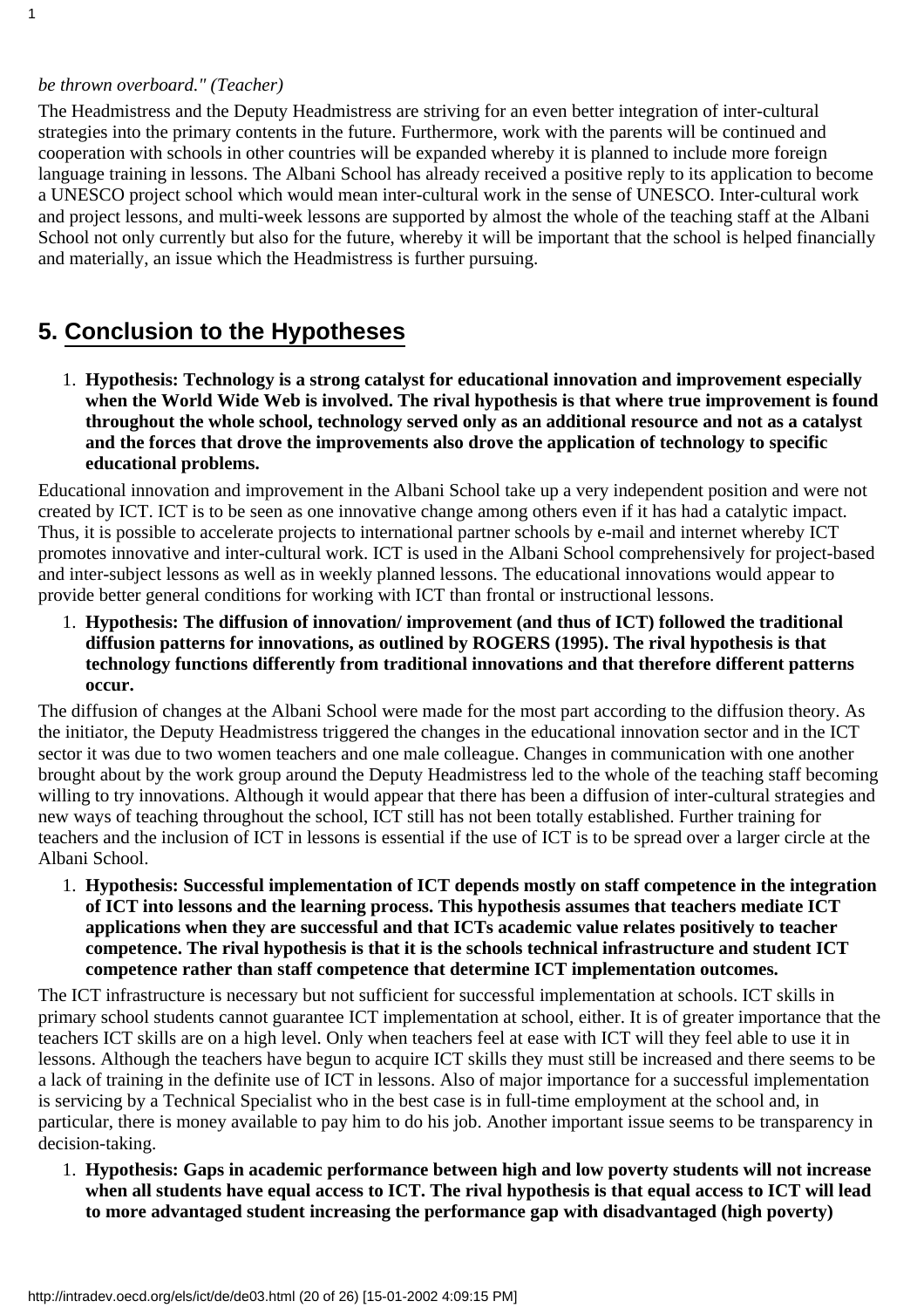*be thrown overboard." (Teacher)*

The Headmistress and the Deputy Headmistress are striving for an even better integration of inter-cultural strategies into the primary contents in the future. Furthermore, work with the parents will be continued and cooperation with schools in other countries will be expanded whereby it is planned to include more foreign language training in lessons. The Albani School has already received a positive reply to its application to become a UNESCO project school which would mean inter-cultural work in the sense of UNESCO. Inter-cultural work and project lessons, and multi-week lessons are supported by almost the whole of the teaching staff at the Albani School not only currently but also for the future, whereby it will be important that the school is helped financially and materially, an issue which the Headmistress is further pursuing.

## 5. Conclusion to the Hypotheses

1. **Hypothesis: Technology is a strong catalyst for educational innovation and improvement especially when the World Wide Web is involved. The rival hypothesis is that where true improvement is found throughout the whole school, technology served only as an additional resource and not as a catalyst and the forces that drove the improvements also drove the application of technology to specific educational problems.**

Educational innovation and improvement in the Albani School take up a very independent position and were not created by ICT. ICT is to be seen as one innovative change among others even if it has had a catalytic impact. Thus, it is possible to accelerate projects to international partner schools by e-mail and internet whereby ICT promotes innovative and inter-cultural work. ICT is used in the Albani School comprehensively for project-based and inter-subject lessons as well as in weekly planned lessons. The educational innovations would appear to provide better general conditions for working with ICT than frontal or instructional lessons.

1. **Hypothesis: The diffusion of innovation/ improvement (and thus of ICT) followed the traditional diffusion patterns for innovations, as outlined by ROGERS (1995). The rival hypothesis is that technology functions differently from traditional innovations and that therefore different patterns occur.**

The diffusion of changes at the Albani School were made for the most part according to the diffusion theory. As the initiator, the Deputy Headmistress triggered the changes in the educational innovation sector and in the ICT sector it was due to two women teachers and one male colleague. Changes in communication with one another brought about by the work group around the Deputy Headmistress led to the whole of the teaching staff becoming willing to try innovations. Although it would appear that there has been a diffusion of inter-cultural strategies and new ways of teaching throughout the school, ICT still has not been totally established. Further training for teachers and the inclusion of ICT in lessons is essential if the use of ICT is to be spread over a larger circle at the Albani School.

1. **Hypothesis: Successful implementation of ICT depends mostly on staff competence in the integration of ICT into lessons and the learning process. This hypothesis assumes that teachers mediate ICT applications when they are successful and that ICTs academic value relates positively to teacher competence. The rival hypothesis is that it is the schools technical infrastructure and student ICT competence rather than staff competence that determine ICT implementation outcomes.**

The ICT infrastructure is necessary but not sufficient for successful implementation at schools. ICT skills in primary school students cannot guarantee ICT implementation at school, either. It is of greater importance that the teachers ICT skills are on a high level. Only when teachers feel at ease with ICT will they feel able to use it in lessons. Although the teachers have begun to acquire ICT skills they must still be increased and there seems to be a lack of training in the definite use of ICT in lessons. Also of major importance for a successful implementation is servicing by a Technical Specialist who in the best case is in full-time employment at the school and, in particular, there is money available to pay him to do his job. Another important issue seems to be transparency in decision-taking.

1. **Hypothesis: Gaps in academic performance between high and low poverty students will not increase when all students have equal access to ICT. The rival hypothesis is that equal access to ICT will lead to more advantaged student increasing the performance gap with disadvantaged (high poverty)**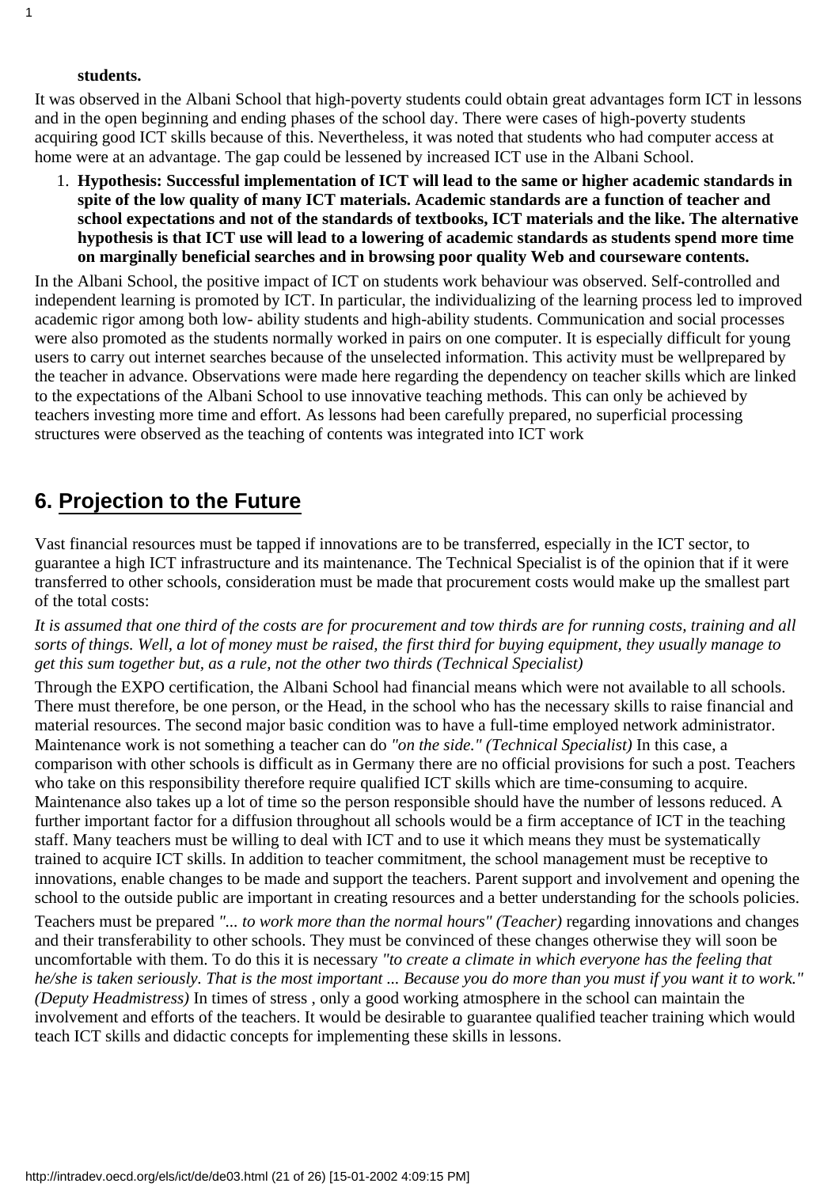**students.**

It was observed in the Albani School that high-poverty students could obtain great advantages form ICT in lessons and in the open beginning and ending phases of the school day. There were cases of high-poverty students acquiring good ICT skills because of this. Nevertheless, it was noted that students who had computer access at home were at an advantage. The gap could be lessened by increased ICT use in the Albani School.

1. **Hypothesis: Successful implementation of ICT will lead to the same or higher academic standards in spite of the low quality of many ICT materials. Academic standards are a function of teacher and school expectations and not of the standards of textbooks, ICT materials and the like. The alternative hypothesis is that ICT use will lead to a lowering of academic standards as students spend more time on marginally beneficial searches and in browsing poor quality Web and courseware contents.**

In the Albani School, the positive impact of ICT on students work behaviour was observed. Self-controlled and independent learning is promoted by ICT. In particular, the individualizing of the learning process led to improved academic rigor among both low- ability students and high-ability students. Communication and social processes were also promoted as the students normally worked in pairs on one computer. It is especially difficult for young users to carry out internet searches because of the unselected information. This activity must be wellprepared by the teacher in advance. Observations were made here regarding the dependency on teacher skills which are linked to the expectations of the Albani School to use innovative teaching methods. This can only be achieved by teachers investing more time and effort. As lessons had been carefully prepared, no superficial processing structures were observed as the teaching of contents was integrated into ICT work

## 6. Projection to the Future

Vast financial resources must be tapped if innovations are to be transferred, especially in the ICT sector, to guarantee a high ICT infrastructure and its maintenance. The Technical Specialist is of the opinion that if it were transferred to other schools, consideration must be made that procurement costs would make up the smallest part of the total costs:

*It is assumed that one third of the costs are for procurement and tow thirds are for running costs, training and all sorts of things. Well, a lot of money must be raised, the first third for buying equipment, they usually manage to get this sum together but, as a rule, not the other two thirds (Technical Specialist)*

Through the EXPO certification, the Albani School had financial means which were not available to all schools. There must therefore, be one person, or the Head, in the school who has the necessary skills to raise financial and material resources. The second major basic condition was to have a full-time employed network administrator. Maintenance work is not something a teacher can do *"on the side." (Technical Specialist)* In this case, a comparison with other schools is difficult as in Germany there are no official provisions for such a post. Teachers who take on this responsibility therefore require qualified ICT skills which are time-consuming to acquire. Maintenance also takes up a lot of time so the person responsible should have the number of lessons reduced. A further important factor for a diffusion throughout all schools would be a firm acceptance of ICT in the teaching staff. Many teachers must be willing to deal with ICT and to use it which means they must be systematically trained to acquire ICT skills. In addition to teacher commitment, the school management must be receptive to innovations, enable changes to be made and support the teachers. Parent support and involvement and opening the school to the outside public are important in creating resources and a better understanding for the schools policies.

Teachers must be prepared *"... to work more than the normal hours" (Teacher)* regarding innovations and changes and their transferability to other schools. They must be convinced of these changes otherwise they will soon be uncomfortable with them. To do this it is necessary *"to create a climate in which everyone has the feeling that he/she is taken seriously. That is the most important ... Because you do more than you must if you want it to work." (Deputy Headmistress)* In times of stress , only a good working atmosphere in the school can maintain the involvement and efforts of the teachers. It would be desirable to guarantee qualified teacher training which would teach ICT skills and didactic concepts for implementing these skills in lessons.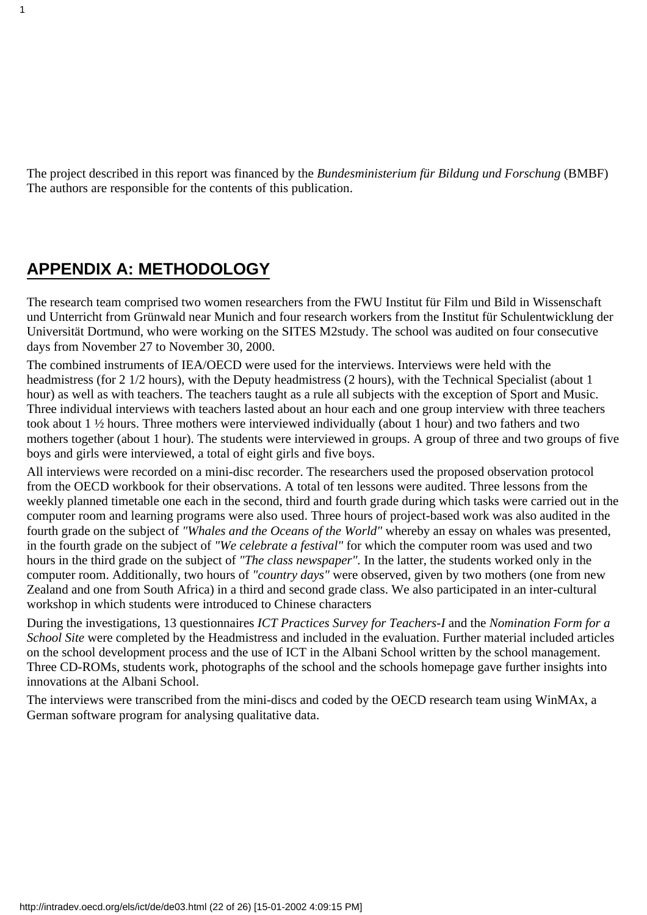The project described in this report was financed by the *Bundesministerium für Bildung und Forschung* (BMBF) The authors are responsible for the contents of this publication.

## APPENDIX A: METHODOLOGY

The research team comprised two women researchers from the FWU Institut für Film und Bild in Wissenschaft und Unterricht from Grünwald near Munich and four research workers from the Institut für Schulentwicklung der Universität Dortmund, who were working on the SITES M2study. The school was audited on four consecutive days from November 27 to November 30, 2000.

The combined instruments of IEA/OECD were used for the interviews. Interviews were held with the headmistress (for 2 1/2 hours), with the Deputy headmistress (2 hours), with the Technical Specialist (about 1 hour) as well as with teachers. The teachers taught as a rule all subjects with the exception of Sport and Music. Three individual interviews with teachers lasted about an hour each and one group interview with three teachers took about 1 ½ hours. Three mothers were interviewed individually (about 1 hour) and two fathers and two mothers together (about 1 hour). The students were interviewed in groups. A group of three and two groups of five boys and girls were interviewed, a total of eight girls and five boys.

All interviews were recorded on a mini-disc recorder. The researchers used the proposed observation protocol from the OECD workbook for their observations. A total of ten lessons were audited. Three lessons from the weekly planned timetable one each in the second, third and fourth grade during which tasks were carried out in the computer room and learning programs were also used. Three hours of project-based work was also audited in the fourth grade on the subject of *"Whales and the Oceans of the World"* whereby an essay on whales was presented, in the fourth grade on the subject of *"We celebrate a festival"* for which the computer room was used and two hours in the third grade on the subject of *"The class newspaper"*. In the latter, the students worked only in the computer room. Additionally, two hours of *"country days"* were observed, given by two mothers (one from new Zealand and one from South Africa) in a third and second grade class. We also participated in an inter-cultural workshop in which students were introduced to Chinese characters

During the investigations, 13 questionnaires *ICT Practices Survey for Teachers-I* and the *Nomination Form for a School Site* were completed by the Headmistress and included in the evaluation. Further material included articles on the school development process and the use of ICT in the Albani School written by the school management. Three CD-ROMs, students work, photographs of the school and the schools homepage gave further insights into innovations at the Albani School.

The interviews were transcribed from the mini-discs and coded by the OECD research team using WinMAx, a German software program for analysing qualitative data.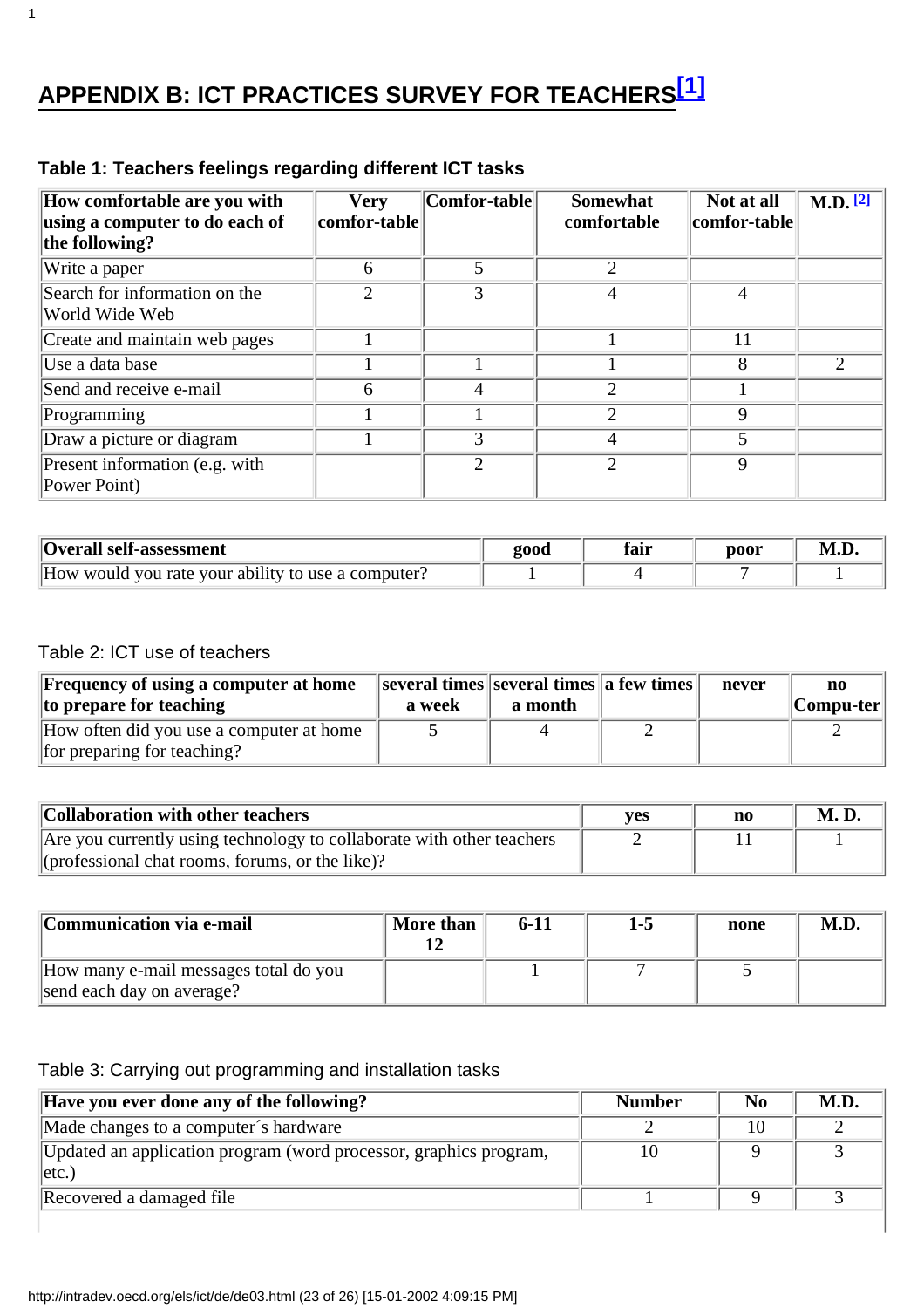# APPENDIX B: ICT PRACTICES SURVEY FOR TEACHERS[1]

**Table 1: Teachers feelings regarding different ICT tasks**

| How comfortable are you with using a computer to do each of the following? | Very comfor-table | Comfor-table | Somewhat comfortable | Not at all comfor-table | M.D. [2] |
|---|---|---|---|---|---|
| Write a paper | 6 | 5 | 2 | | |
| Search for information on the World Wide Web | 2 | 3 | 4 | 4 | |
| Create and maintain web pages | 1 | | 1 | 11 | |
| Use a data base | 1 | 1 | 1 | 8 | 2 |
| Send and receive e-mail | 6 | 4 | 2 | 1 | |
| Programming | 1 | 1 | 2 | 9 | |
| Draw a picture or diagram | 1 | 3 | 4 | 5 | |
| Present information (e.g. with Power Point) | | 2 | 2 | 9 | |

| Overall self-assessment | good | fair | poor | M.D. |
|---|---|---|---|---|
| How would you rate your ability to use a computer? | 1 | 4 | 7 | 1 |

Table 2: ICT use of teachers

| Frequency of using a computer at home to prepare for teaching | several times a week | several times a month | a few times | never | no Compu-ter |
|---|---|---|---|---|---|
| How often did you use a computer at home for preparing for teaching? | 5 | 4 | 2 | | 2 |

| Collaboration with other teachers | yes | no | M. D. |
|---|---|---|---|
| Are you currently using technology to collaborate with other teachers (professional chat rooms, forums, or the like)? | 2 | 11 | 1 |

| Communication via e-mail | More than 12 | 6-11 | 1-5 | none | M.D. |
|---|---|---|---|---|---|
| How many e-mail messages total do you send each day on average? | | 1 | 7 | 5 | |

Table 3: Carrying out programming and installation tasks

| Have you ever done any of the following? | Number | No | M.D. |
|---|---|---|---|
| Made changes to a computer´s hardware | 2 | 10 | 2 |
| Updated an application program (word processor, graphics program, etc.) | 10 | 9 | 3 |
| Recovered a damaged file | 1 | 9 | 3 |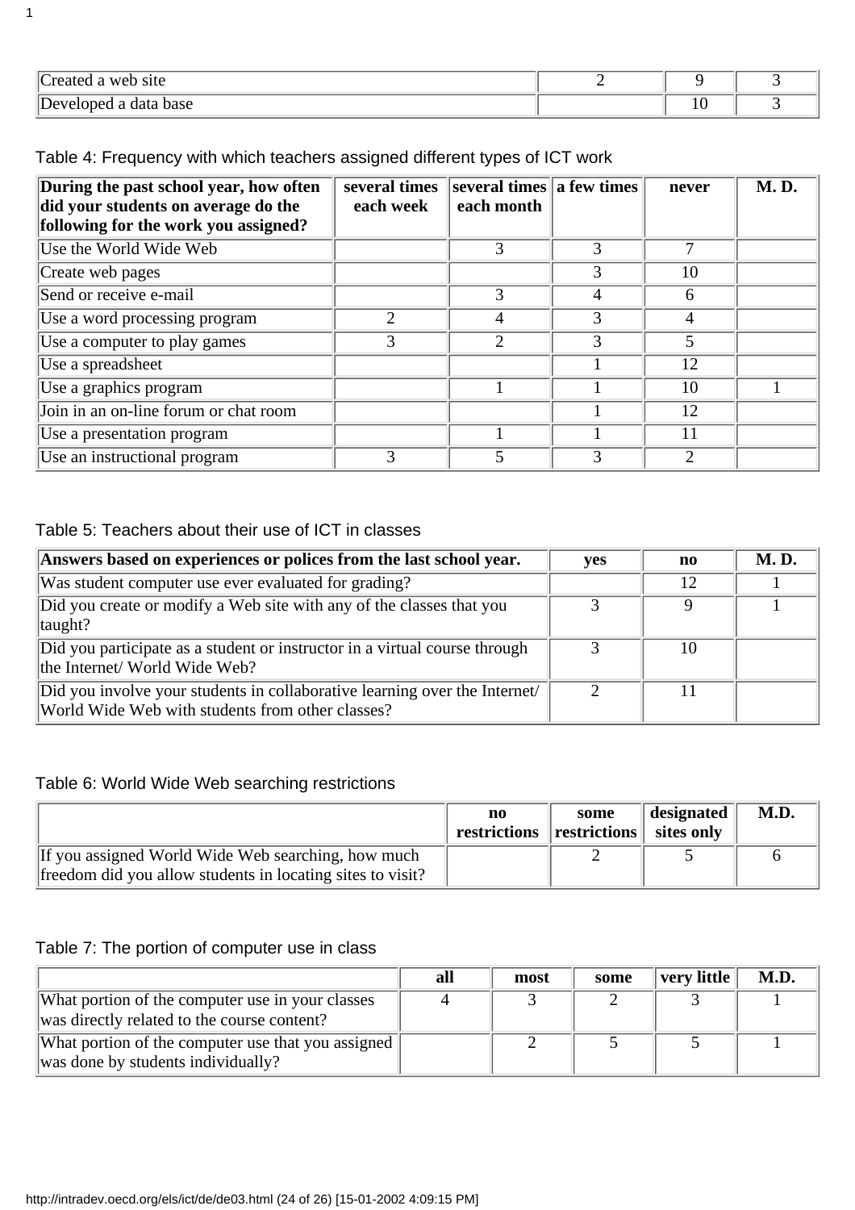| | | | |
|---|---|---|---|
| Created a web site | 2 | 9 | 3 |
| Developed a data base | | 10 | 3 |

Table 4: Frequency with which teachers assigned different types of ICT work

| During the past school year, how often did your students on average do the following for the work you assigned? | several times each week | several times each month | a few times | never | M. D. |
|---|---|---|---|---|---|
| Use the World Wide Web | | 3 | 3 | 7 | |
| Create web pages | | | 3 | 10 | |
| Send or receive e-mail | | 3 | 4 | 6 | |
| Use a word processing program | 2 | 4 | 3 | 4 | |
| Use a computer to play games | 3 | 2 | 3 | 5 | |
| Use a spreadsheet | | | 1 | 12 | |
| Use a graphics program | | 1 | 1 | 10 | 1 |
| Join in an on-line forum or chat room | | | 1 | 12 | |
| Use a presentation program | | 1 | 1 | 11 | |
| Use an instructional program | 3 | 5 | 3 | 2 | |

Table 5: Teachers about their use of ICT in classes

| Answers based on experiences or polices from the last school year. | yes | no | M. D. |
|---|---|---|---|
| Was student computer use ever evaluated for grading? | | 12 | 1 |
| Did you create or modify a Web site with any of the classes that you taught? | 3 | 9 | 1 |
| Did you participate as a student or instructor in a virtual course through the Internet/ World Wide Web? | 3 | 10 | |
| Did you involve your students in collaborative learning over the Internet/ World Wide Web with students from other classes? | 2 | 11 | |

Table 6: World Wide Web searching restrictions

| | no restrictions | some restrictions | designated sites only | M.D. |
|---|---|---|---|---|
| If you assigned World Wide Web searching, how much freedom did you allow students in locating sites to visit? | | 2 | 5 | 6 |

Table 7: The portion of computer use in class

| | all | most | some | very little | M.D. |
|---|---|---|---|---|---|
| What portion of the computer use in your classes was directly related to the course content? | 4 | 3 | 2 | 3 | 1 |
| What portion of the computer use that you assigned was done by students individually? | | 2 | 5 | 5 | 1 |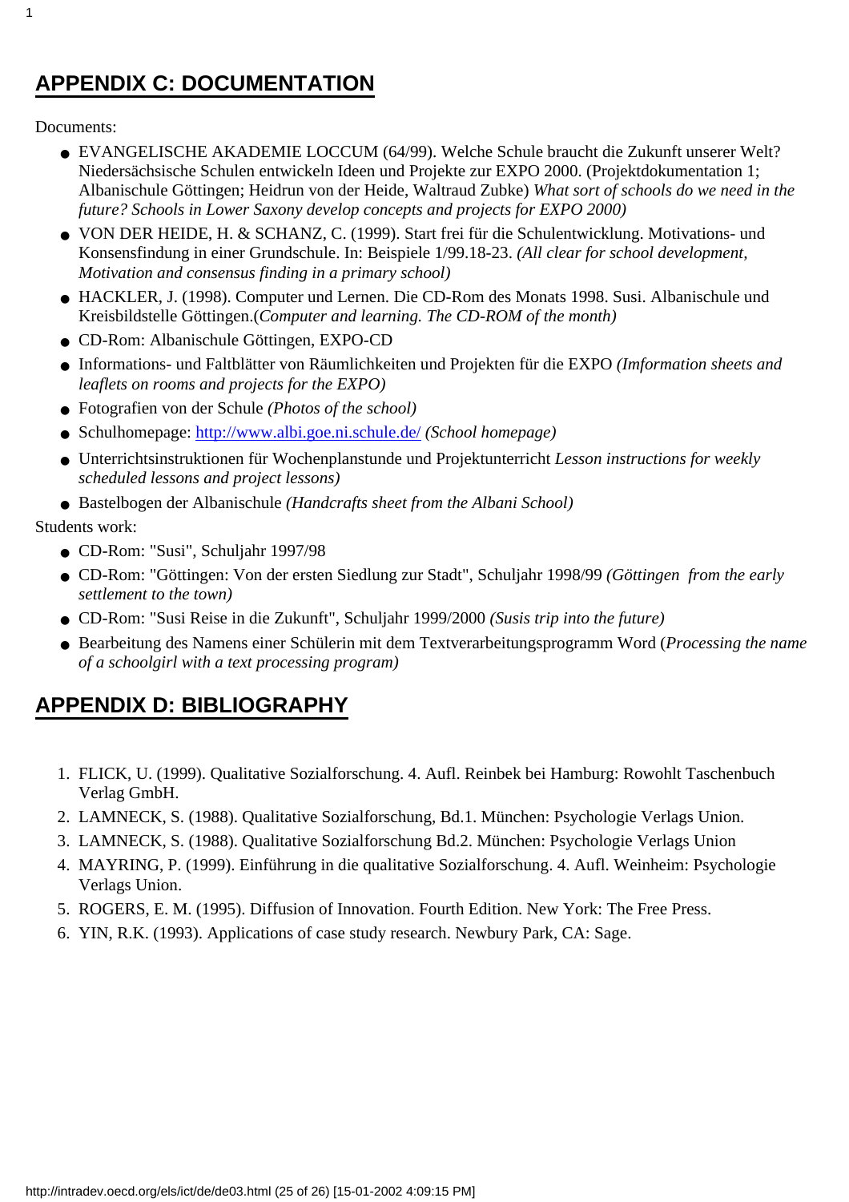## APPENDIX C: DOCUMENTATION

Documents:

- EVANGELISCHE AKADEMIE LOCCUM (64/99). Welche Schule braucht die Zukunft unserer Welt? Niedersächsische Schulen entwickeln Ideen und Projekte zur EXPO 2000. (Projektdokumentation 1; Albanischule Göttingen; Heidrun von der Heide, Waltraud Zubke) *What sort of schools do we need in the future? Schools in Lower Saxony develop concepts and projects for EXPO 2000)*
- VON DER HEIDE, H. & SCHANZ, C. (1999). Start frei für die Schulentwicklung. Motivations- und Konsensfindung in einer Grundschule. In: Beispiele 1/99.18-23. *(All clear for school development, Motivation and consensus finding in a primary school)*
- HACKLER, J. (1998). Computer und Lernen. Die CD-Rom des Monats 1998. Susi. Albanischule und Kreisbildstelle Göttingen.(*Computer and learning. The CD-ROM of the month)*
- CD-Rom: Albanischule Göttingen, EXPO-CD
- Informations- und Faltblätter von Räumlichkeiten und Projekten für die EXPO *(Information sheets and leaflets on rooms and projects for the EXPO)*
- Fotografien von der Schule *(Photos of the school)*
- Schulhomepage: http://www.albi.goe.ni.schule.de/ *(School homepage)*
- Unterrichtsinstruktionen für Wochenplanstunde und Projektunterricht *Lesson instructions for weekly scheduled lessons and project lessons)*
- Bastelbogen der Albanischule *(Handcrafts sheet from the Albani School)*

Students work:

- CD-Rom: "Susi", Schuljahr 1997/98
- CD-Rom: "Göttingen: Von der ersten Siedlung zur Stadt", Schuljahr 1998/99 *(Göttingen from the early settlement to the town)*
- CD-Rom: "Susi Reise in die Zukunft", Schuljahr 1999/2000 *(Susis trip into the future)*
- Bearbeitung des Namens einer Schülerin mit dem Textverarbeitungsprogramm Word (*Processing the name of a schoolgirl with a text processing program)*

## APPENDIX D: BIBLIOGRAPHY

1. FLICK, U. (1999). Qualitative Sozialforschung. 4. Aufl. Reinbek bei Hamburg: Rowohlt Taschenbuch Verlag GmbH.
2. LAMNECK, S. (1988). Qualitative Sozialforschung, Bd.1. München: Psychologie Verlags Union.
3. LAMNECK, S. (1988). Qualitative Sozialforschung Bd.2. München: Psychologie Verlags Union
4. MAYRING, P. (1999). Einführung in die qualitative Sozialforschung. 4. Aufl. Weinheim: Psychologie Verlags Union.
5. ROGERS, E. M. (1995). Diffusion of Innovation. Fourth Edition. New York: The Free Press.
6. YIN, R.K. (1993). Applications of case study research. Newbury Park, CA: Sage.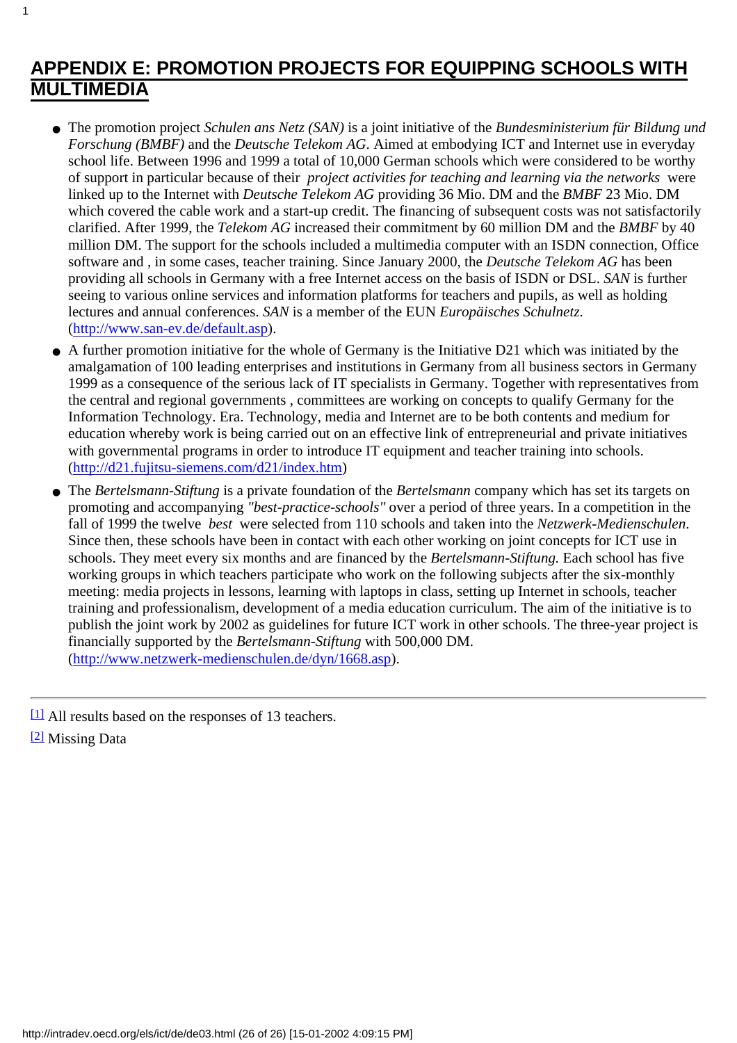# APPENDIX E: PROMOTION PROJECTS FOR EQUIPPING SCHOOLS WITH MULTIMEDIA

- The promotion project *Schulen ans Netz (SAN)* is a joint initiative of the *Bundesministerium für Bildung und Forschung (BMBF)* and the *Deutsche Telekom AG*. Aimed at embodying ICT and Internet use in everyday school life. Between 1996 and 1999 a total of 10,000 German schools which were considered to be worthy of support in particular because of their *project activities for teaching and learning via the networks* were linked up to the Internet with *Deutsche Telekom AG* providing 36 Mio. DM and the *BMBF* 23 Mio. DM which covered the cable work and a start-up credit. The financing of subsequent costs was not satisfactorily clarified. After 1999, the *Telekom AG* increased their commitment by 60 million DM and the *BMBF* by 40 million DM. The support for the schools included a multimedia computer with an ISDN connection, Office software and , in some cases, teacher training. Since January 2000, the *Deutsche Telekom AG* has been providing all schools in Germany with a free Internet access on the basis of ISDN or DSL. *SAN* is further seeing to various online services and information platforms for teachers and pupils, as well as holding lectures and annual conferences. *SAN* is a member of the EUN *Europäisches Schulnetz.* (http://www.san-ev.de/default.asp).
- A further promotion initiative for the whole of Germany is the Initiative D21 which was initiated by the amalgamation of 100 leading enterprises and institutions in Germany from all business sectors in Germany 1999 as a consequence of the serious lack of IT specialists in Germany. Together with representatives from the central and regional governments , committees are working on concepts to qualify Germany for the Information Technology. Era. Technology, media and Internet are to be both contents and medium for education whereby work is being carried out on an effective link of entrepreneurial and private initiatives with governmental programs in order to introduce IT equipment and teacher training into schools. (http://d21.fujitsu-siemens.com/d21/index.htm)
- The *Bertelsmann-Stiftung* is a private foundation of the *Bertelsmann* company which has set its targets on promoting and accompanying *"best-practice-schools"* over a period of three years. In a competition in the fall of 1999 the twelve *best* were selected from 110 schools and taken into the *Netzwerk-Medienschulen*. Since then, these schools have been in contact with each other working on joint concepts for ICT use in schools. They meet every six months and are financed by the *Bertelsmann-Stiftung.* Each school has five working groups in which teachers participate who work on the following subjects after the six-monthly meeting: media projects in lessons, learning with laptops in class, setting up Internet in schools, teacher training and professionalism, development of a media education curriculum. The aim of the initiative is to publish the joint work by 2002 as guidelines for future ICT work in other schools. The three-year project is financially supported by the *Bertelsmann-Stiftung* with 500,000 DM. (http://www.netzwerk-medienschulen.de/dyn/1668.asp).

---

[1] All results based on the responses of 13 teachers.

[2] Missing Data